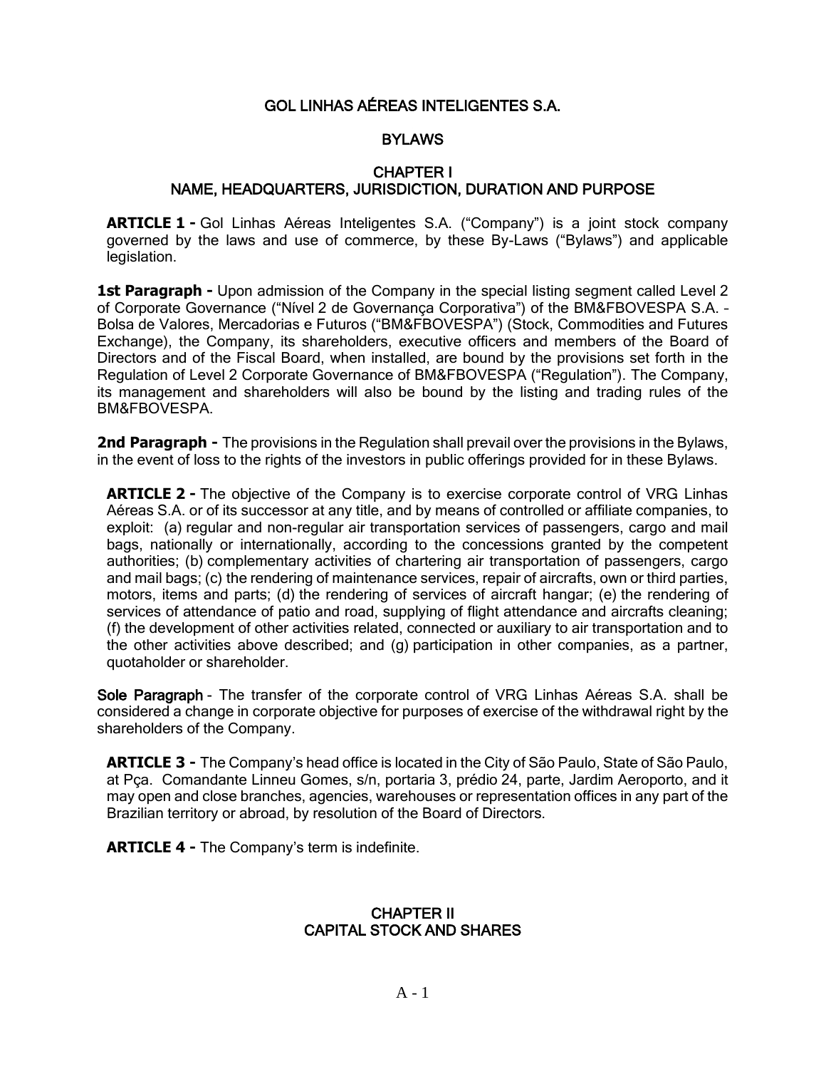# GOL LINHAS AÉREAS INTELIGENTES S.A.

## BYLAWS

## CHAPTER I
## NAME, HEADQUARTERS, JURISDICTION, DURATION AND PURPOSE

**ARTICLE 1 -** Gol Linhas Aéreas Inteligentes S.A. ("Company") is a joint stock company governed by the laws and use of commerce, by these By-Laws ("Bylaws") and applicable legislation.

**1st Paragraph -** Upon admission of the Company in the special listing segment called Level 2 of Corporate Governance ("Nível 2 de Governança Corporativa") of the BM&FBOVESPA S.A. – Bolsa de Valores, Mercadorias e Futuros ("BM&FBOVESPA") (Stock, Commodities and Futures Exchange), the Company, its shareholders, executive officers and members of the Board of Directors and of the Fiscal Board, when installed, are bound by the provisions set forth in the Regulation of Level 2 Corporate Governance of BM&FBOVESPA ("Regulation"). The Company, its management and shareholders will also be bound by the listing and trading rules of the BM&FBOVESPA.

**2nd Paragraph -** The provisions in the Regulation shall prevail over the provisions in the Bylaws, in the event of loss to the rights of the investors in public offerings provided for in these Bylaws.

**ARTICLE 2 -** The objective of the Company is to exercise corporate control of VRG Linhas Aéreas S.A. or of its successor at any title, and by means of controlled or affiliate companies, to exploit: (a) regular and non-regular air transportation services of passengers, cargo and mail bags, nationally or internationally, according to the concessions granted by the competent authorities; (b) complementary activities of chartering air transportation of passengers, cargo and mail bags; (c) the rendering of maintenance services, repair of aircrafts, own or third parties, motors, items and parts; (d) the rendering of services of aircraft hangar; (e) the rendering of services of attendance of patio and road, supplying of flight attendance and aircrafts cleaning; (f) the development of other activities related, connected or auxiliary to air transportation and to the other activities above described; and (g) participation in other companies, as a partner, quotaholder or shareholder.

**Sole Paragraph** - The transfer of the corporate control of VRG Linhas Aéreas S.A. shall be considered a change in corporate objective for purposes of exercise of the withdrawal right by the shareholders of the Company.

**ARTICLE 3 -** The Company's head office is located in the City of São Paulo, State of São Paulo, at Pça. Comandante Linneu Gomes, s/n, portaria 3, prédio 24, parte, Jardim Aeroporto, and it may open and close branches, agencies, warehouses or representation offices in any part of the Brazilian territory or abroad, by resolution of the Board of Directors.

**ARTICLE 4 -** The Company's term is indefinite.

## CHAPTER II
## CAPITAL STOCK AND SHARES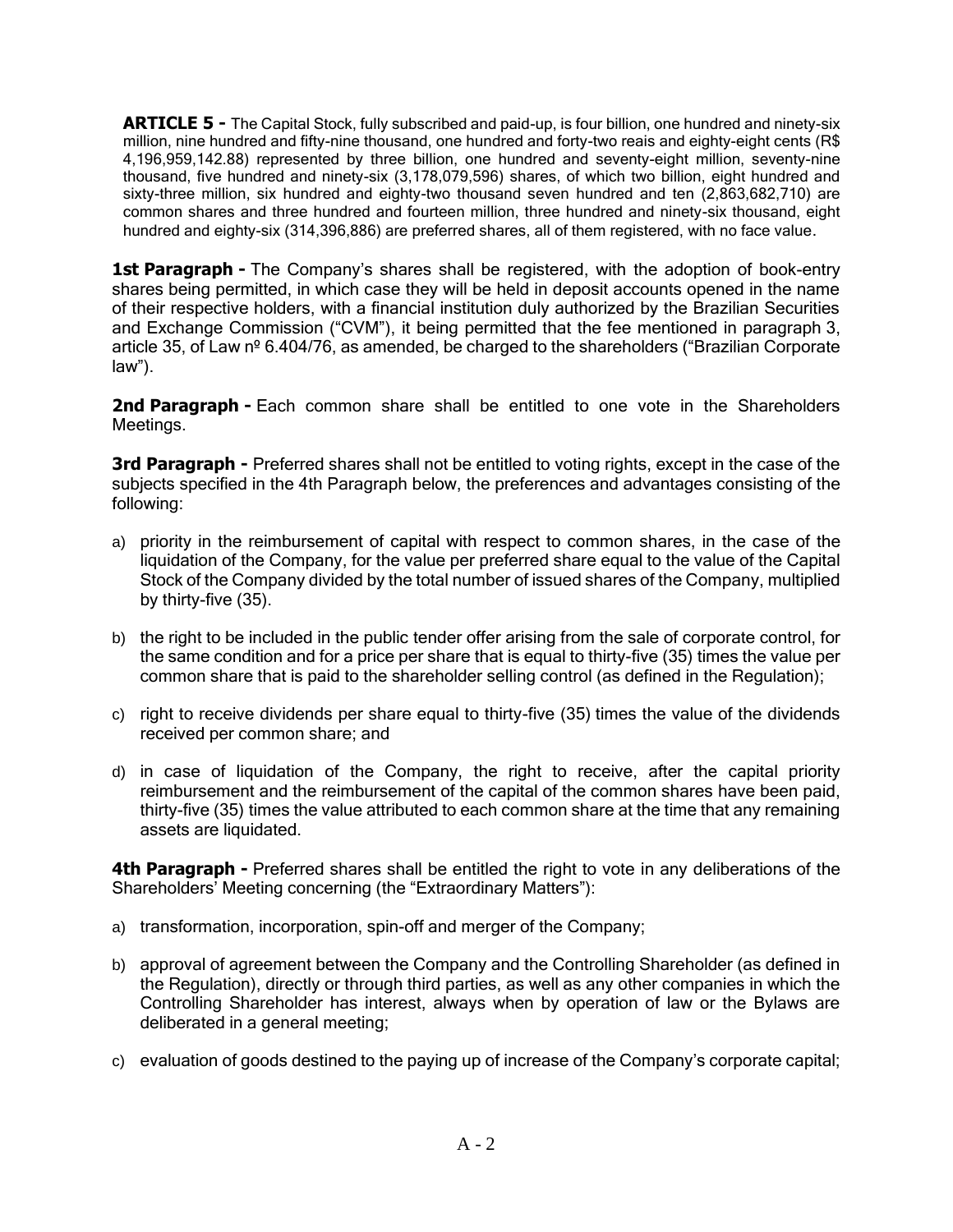**ARTICLE 5 -** The Capital Stock, fully subscribed and paid-up, is four billion, one hundred and ninety-six million, nine hundred and fifty-nine thousand, one hundred and forty-two reais and eighty-eight cents (R$ 4,196,959,142.88) represented by three billion, one hundred and seventy-eight million, seventy-nine thousand, five hundred and ninety-six (3,178,079,596) shares, of which two billion, eight hundred and sixty-three million, six hundred and eighty-two thousand seven hundred and ten (2,863,682,710) are common shares and three hundred and fourteen million, three hundred and ninety-six thousand, eight hundred and eighty-six (314,396,886) are preferred shares, all of them registered, with no face value.

**1st Paragraph -** The Company's shares shall be registered, with the adoption of book-entry shares being permitted, in which case they will be held in deposit accounts opened in the name of their respective holders, with a financial institution duly authorized by the Brazilian Securities and Exchange Commission ("CVM"), it being permitted that the fee mentioned in paragraph 3, article 35, of Law nº 6.404/76, as amended, be charged to the shareholders ("Brazilian Corporate law").

**2nd Paragraph -** Each common share shall be entitled to one vote in the Shareholders Meetings.

**3rd Paragraph -** Preferred shares shall not be entitled to voting rights, except in the case of the subjects specified in the 4th Paragraph below, the preferences and advantages consisting of the following:

a) priority in the reimbursement of capital with respect to common shares, in the case of the liquidation of the Company, for the value per preferred share equal to the value of the Capital Stock of the Company divided by the total number of issued shares of the Company, multiplied by thirty-five (35).

b) the right to be included in the public tender offer arising from the sale of corporate control, for the same condition and for a price per share that is equal to thirty-five (35) times the value per common share that is paid to the shareholder selling control (as defined in the Regulation);

c) right to receive dividends per share equal to thirty-five (35) times the value of the dividends received per common share; and

d) in case of liquidation of the Company, the right to receive, after the capital priority reimbursement and the reimbursement of the capital of the common shares have been paid, thirty-five (35) times the value attributed to each common share at the time that any remaining assets are liquidated.

**4th Paragraph -** Preferred shares shall be entitled the right to vote in any deliberations of the Shareholders' Meeting concerning (the "Extraordinary Matters"):

a) transformation, incorporation, spin-off and merger of the Company;

b) approval of agreement between the Company and the Controlling Shareholder (as defined in the Regulation), directly or through third parties, as well as any other companies in which the Controlling Shareholder has interest, always when by operation of law or the Bylaws are deliberated in a general meeting;

c) evaluation of goods destined to the paying up of increase of the Company's corporate capital;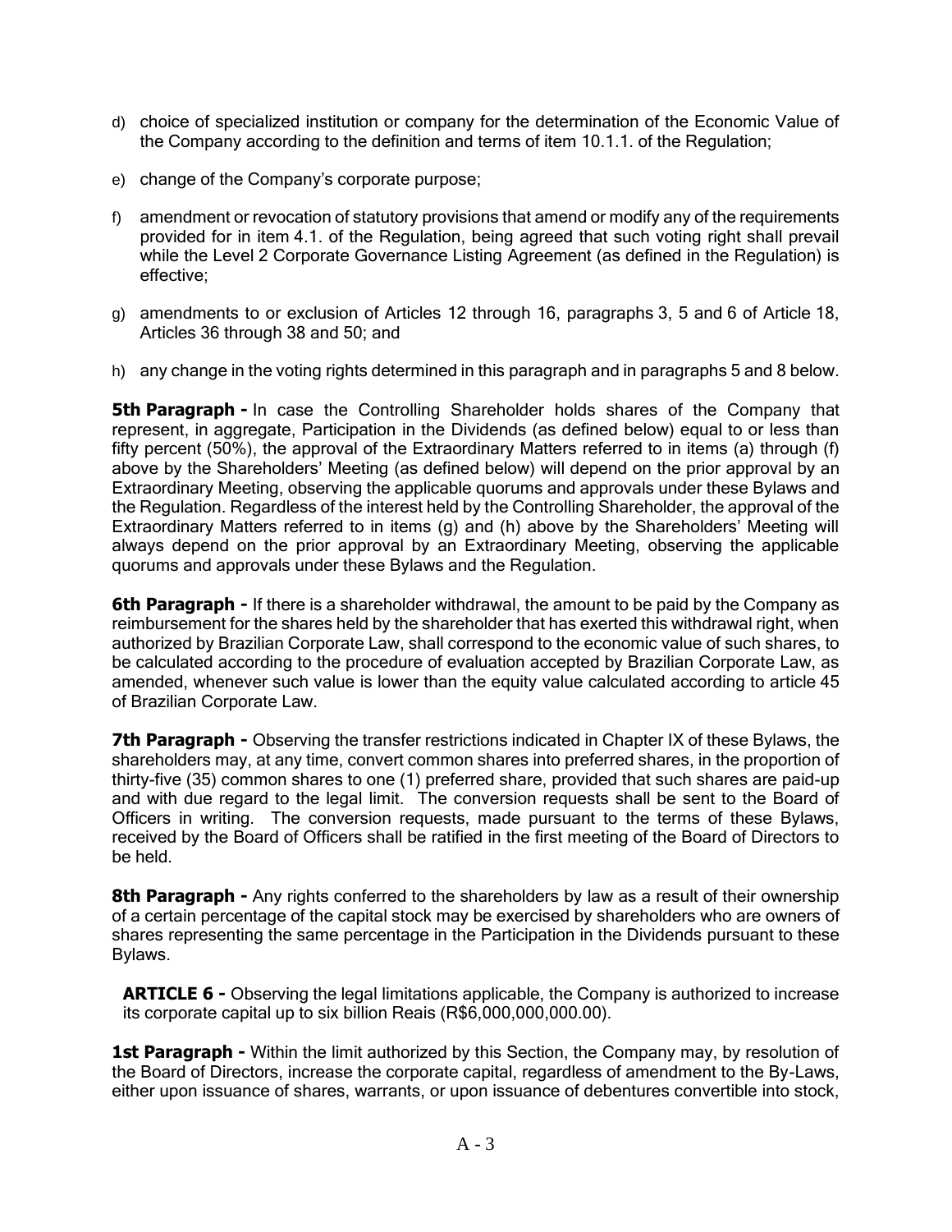d) choice of specialized institution or company for the determination of the Economic Value of the Company according to the definition and terms of item 10.1.1. of the Regulation;

e) change of the Company's corporate purpose;

f) amendment or revocation of statutory provisions that amend or modify any of the requirements provided for in item 4.1. of the Regulation, being agreed that such voting right shall prevail while the Level 2 Corporate Governance Listing Agreement (as defined in the Regulation) is effective;

g) amendments to or exclusion of Articles 12 through 16, paragraphs 3, 5 and 6 of Article 18, Articles 36 through 38 and 50; and

h) any change in the voting rights determined in this paragraph and in paragraphs 5 and 8 below.

**5th Paragraph -** In case the Controlling Shareholder holds shares of the Company that represent, in aggregate, Participation in the Dividends (as defined below) equal to or less than fifty percent (50%), the approval of the Extraordinary Matters referred to in items (a) through (f) above by the Shareholders' Meeting (as defined below) will depend on the prior approval by an Extraordinary Meeting, observing the applicable quorums and approvals under these Bylaws and the Regulation. Regardless of the interest held by the Controlling Shareholder, the approval of the Extraordinary Matters referred to in items (g) and (h) above by the Shareholders' Meeting will always depend on the prior approval by an Extraordinary Meeting, observing the applicable quorums and approvals under these Bylaws and the Regulation.

**6th Paragraph -** If there is a shareholder withdrawal, the amount to be paid by the Company as reimbursement for the shares held by the shareholder that has exerted this withdrawal right, when authorized by Brazilian Corporate Law, shall correspond to the economic value of such shares, to be calculated according to the procedure of evaluation accepted by Brazilian Corporate Law, as amended, whenever such value is lower than the equity value calculated according to article 45 of Brazilian Corporate Law.

**7th Paragraph -** Observing the transfer restrictions indicated in Chapter IX of these Bylaws, the shareholders may, at any time, convert common shares into preferred shares, in the proportion of thirty-five (35) common shares to one (1) preferred share, provided that such shares are paid-up and with due regard to the legal limit. The conversion requests shall be sent to the Board of Officers in writing. The conversion requests, made pursuant to the terms of these Bylaws, received by the Board of Officers shall be ratified in the first meeting of the Board of Directors to be held.

**8th Paragraph -** Any rights conferred to the shareholders by law as a result of their ownership of a certain percentage of the capital stock may be exercised by shareholders who are owners of shares representing the same percentage in the Participation in the Dividends pursuant to these Bylaws.

**ARTICLE 6 -** Observing the legal limitations applicable, the Company is authorized to increase its corporate capital up to six billion Reais (R$6,000,000,000.00).

**1st Paragraph -** Within the limit authorized by this Section, the Company may, by resolution of the Board of Directors, increase the corporate capital, regardless of amendment to the By-Laws, either upon issuance of shares, warrants, or upon issuance of debentures convertible into stock,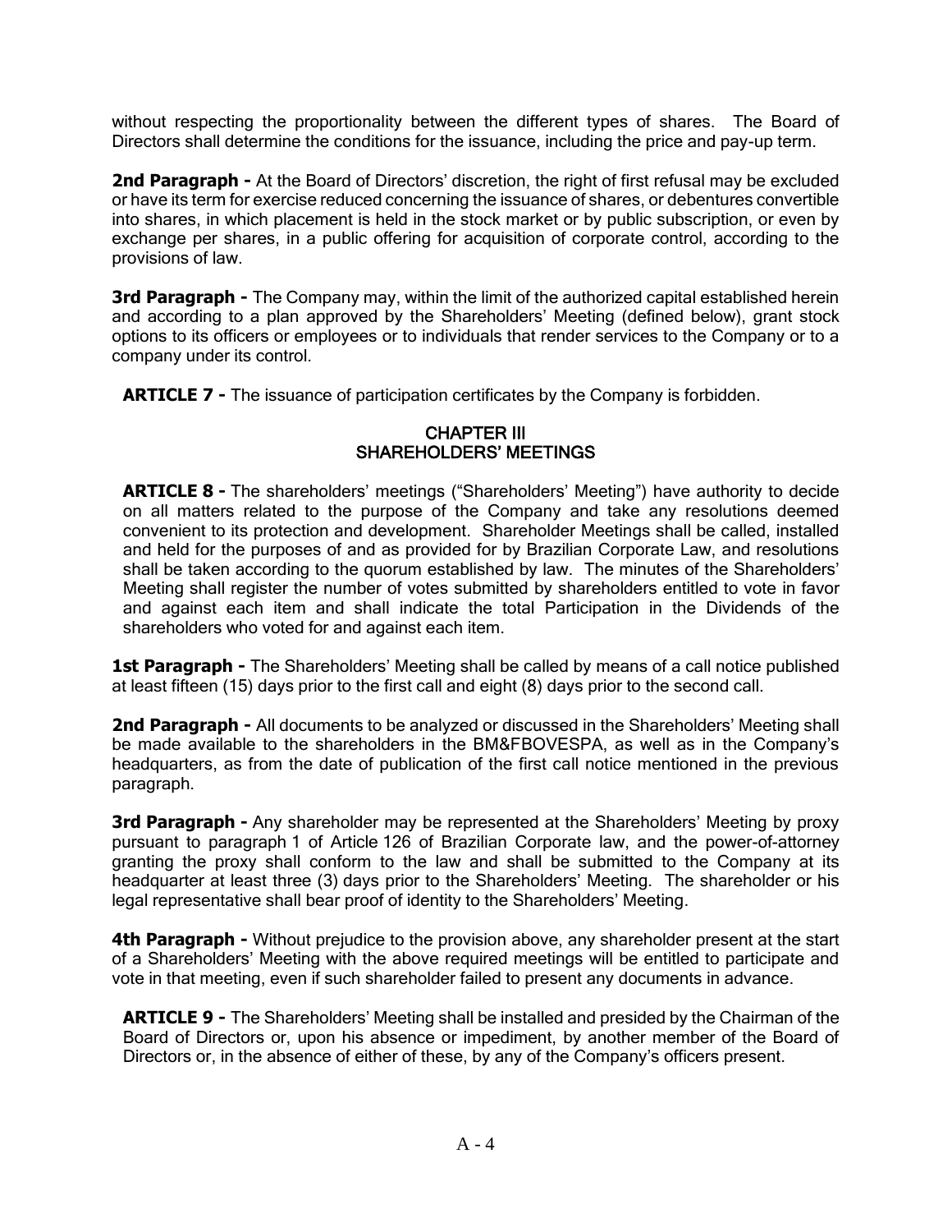without respecting the proportionality between the different types of shares. The Board of Directors shall determine the conditions for the issuance, including the price and pay-up term.

**2nd Paragraph -** At the Board of Directors' discretion, the right of first refusal may be excluded or have its term for exercise reduced concerning the issuance of shares, or debentures convertible into shares, in which placement is held in the stock market or by public subscription, or even by exchange per shares, in a public offering for acquisition of corporate control, according to the provisions of law.

**3rd Paragraph -** The Company may, within the limit of the authorized capital established herein and according to a plan approved by the Shareholders' Meeting (defined below), grant stock options to its officers or employees or to individuals that render services to the Company or to a company under its control.

**ARTICLE 7 -** The issuance of participation certificates by the Company is forbidden.

## CHAPTER III
## SHAREHOLDERS' MEETINGS

**ARTICLE 8 -** The shareholders' meetings ("Shareholders' Meeting") have authority to decide on all matters related to the purpose of the Company and take any resolutions deemed convenient to its protection and development. Shareholder Meetings shall be called, installed and held for the purposes of and as provided for by Brazilian Corporate Law, and resolutions shall be taken according to the quorum established by law. The minutes of the Shareholders' Meeting shall register the number of votes submitted by shareholders entitled to vote in favor and against each item and shall indicate the total Participation in the Dividends of the shareholders who voted for and against each item.

**1st Paragraph -** The Shareholders' Meeting shall be called by means of a call notice published at least fifteen (15) days prior to the first call and eight (8) days prior to the second call.

**2nd Paragraph -** All documents to be analyzed or discussed in the Shareholders' Meeting shall be made available to the shareholders in the BM&FBOVESPA, as well as in the Company's headquarters, as from the date of publication of the first call notice mentioned in the previous paragraph.

**3rd Paragraph -** Any shareholder may be represented at the Shareholders' Meeting by proxy pursuant to paragraph 1 of Article 126 of Brazilian Corporate law, and the power-of-attorney granting the proxy shall conform to the law and shall be submitted to the Company at its headquarter at least three (3) days prior to the Shareholders' Meeting. The shareholder or his legal representative shall bear proof of identity to the Shareholders' Meeting.

**4th Paragraph -** Without prejudice to the provision above, any shareholder present at the start of a Shareholders' Meeting with the above required meetings will be entitled to participate and vote in that meeting, even if such shareholder failed to present any documents in advance.

**ARTICLE 9 -** The Shareholders' Meeting shall be installed and presided by the Chairman of the Board of Directors or, upon his absence or impediment, by another member of the Board of Directors or, in the absence of either of these, by any of the Company's officers present.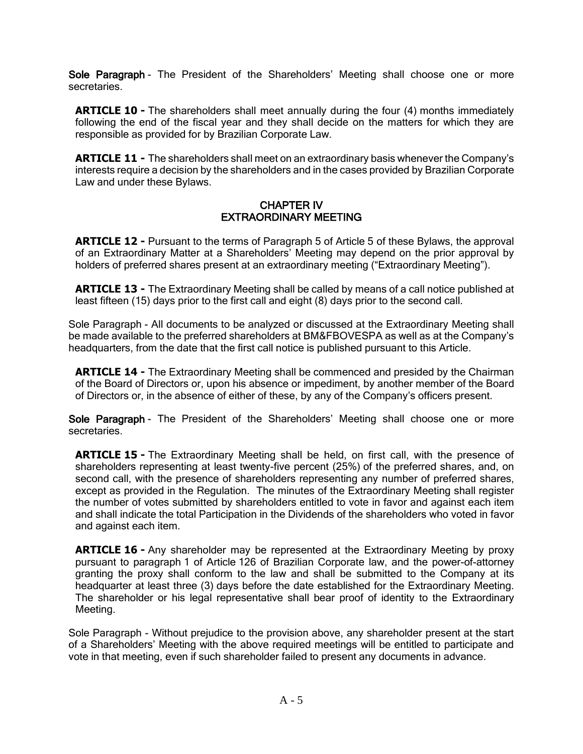**Sole Paragraph** - The President of the Shareholders' Meeting shall choose one or more secretaries.

**ARTICLE 10 -** The shareholders shall meet annually during the four (4) months immediately following the end of the fiscal year and they shall decide on the matters for which they are responsible as provided for by Brazilian Corporate Law.

**ARTICLE 11 -** The shareholders shall meet on an extraordinary basis whenever the Company's interests require a decision by the shareholders and in the cases provided by Brazilian Corporate Law and under these Bylaws.

## CHAPTER IV
## EXTRAORDINARY MEETING

**ARTICLE 12 -** Pursuant to the terms of Paragraph 5 of Article 5 of these Bylaws, the approval of an Extraordinary Matter at a Shareholders' Meeting may depend on the prior approval by holders of preferred shares present at an extraordinary meeting ("Extraordinary Meeting").

**ARTICLE 13 -** The Extraordinary Meeting shall be called by means of a call notice published at least fifteen (15) days prior to the first call and eight (8) days prior to the second call.

Sole Paragraph - All documents to be analyzed or discussed at the Extraordinary Meeting shall be made available to the preferred shareholders at BM&FBOVESPA as well as at the Company's headquarters, from the date that the first call notice is published pursuant to this Article.

**ARTICLE 14 -** The Extraordinary Meeting shall be commenced and presided by the Chairman of the Board of Directors or, upon his absence or impediment, by another member of the Board of Directors or, in the absence of either of these, by any of the Company's officers present.

**Sole Paragraph** - The President of the Shareholders' Meeting shall choose one or more secretaries.

**ARTICLE 15 -** The Extraordinary Meeting shall be held, on first call, with the presence of shareholders representing at least twenty-five percent (25%) of the preferred shares, and, on second call, with the presence of shareholders representing any number of preferred shares, except as provided in the Regulation. The minutes of the Extraordinary Meeting shall register the number of votes submitted by shareholders entitled to vote in favor and against each item and shall indicate the total Participation in the Dividends of the shareholders who voted in favor and against each item.

**ARTICLE 16 -** Any shareholder may be represented at the Extraordinary Meeting by proxy pursuant to paragraph 1 of Article 126 of Brazilian Corporate law, and the power-of-attorney granting the proxy shall conform to the law and shall be submitted to the Company at its headquarter at least three (3) days before the date established for the Extraordinary Meeting. The shareholder or his legal representative shall bear proof of identity to the Extraordinary Meeting.

Sole Paragraph - Without prejudice to the provision above, any shareholder present at the start of a Shareholders' Meeting with the above required meetings will be entitled to participate and vote in that meeting, even if such shareholder failed to present any documents in advance.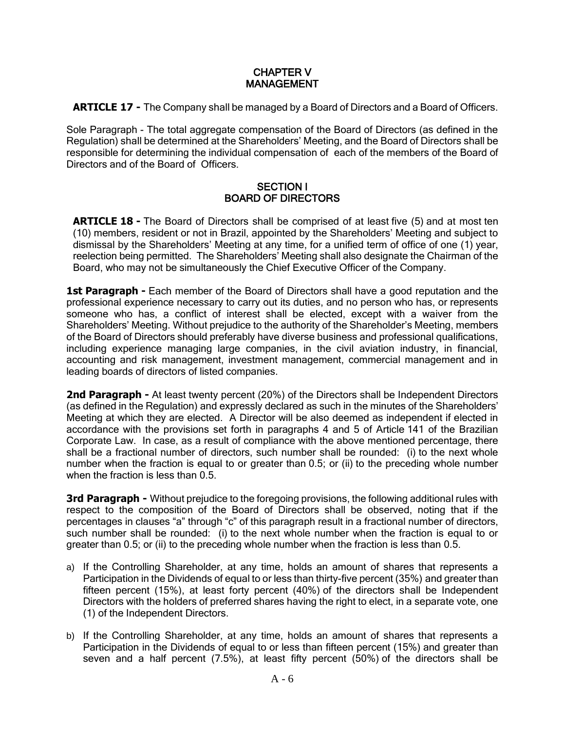# CHAPTER V
# MANAGEMENT

**ARTICLE 17 -** The Company shall be managed by a Board of Directors and a Board of Officers.

Sole Paragraph - The total aggregate compensation of the Board of Directors (as defined in the Regulation) shall be determined at the Shareholders' Meeting, and the Board of Directors shall be responsible for determining the individual compensation of each of the members of the Board of Directors and of the Board of Officers.

## SECTION I
## BOARD OF DIRECTORS

**ARTICLE 18 -** The Board of Directors shall be comprised of at least five (5) and at most ten (10) members, resident or not in Brazil, appointed by the Shareholders' Meeting and subject to dismissal by the Shareholders' Meeting at any time, for a unified term of office of one (1) year, reelection being permitted. The Shareholders' Meeting shall also designate the Chairman of the Board, who may not be simultaneously the Chief Executive Officer of the Company.

**1st Paragraph -** Each member of the Board of Directors shall have a good reputation and the professional experience necessary to carry out its duties, and no person who has, or represents someone who has, a conflict of interest shall be elected, except with a waiver from the Shareholders' Meeting. Without prejudice to the authority of the Shareholder's Meeting, members of the Board of Directors should preferably have diverse business and professional qualifications, including experience managing large companies, in the civil aviation industry, in financial, accounting and risk management, investment management, commercial management and in leading boards of directors of listed companies.

**2nd Paragraph -** At least twenty percent (20%) of the Directors shall be Independent Directors (as defined in the Regulation) and expressly declared as such in the minutes of the Shareholders' Meeting at which they are elected. A Director will be also deemed as independent if elected in accordance with the provisions set forth in paragraphs 4 and 5 of Article 141 of the Brazilian Corporate Law. In case, as a result of compliance with the above mentioned percentage, there shall be a fractional number of directors, such number shall be rounded: (i) to the next whole number when the fraction is equal to or greater than 0.5; or (ii) to the preceding whole number when the fraction is less than 0.5.

**3rd Paragraph -** Without prejudice to the foregoing provisions, the following additional rules with respect to the composition of the Board of Directors shall be observed, noting that if the percentages in clauses "a" through "c" of this paragraph result in a fractional number of directors, such number shall be rounded: (i) to the next whole number when the fraction is equal to or greater than 0.5; or (ii) to the preceding whole number when the fraction is less than 0.5.

a) If the Controlling Shareholder, at any time, holds an amount of shares that represents a Participation in the Dividends of equal to or less than thirty-five percent (35%) and greater than fifteen percent (15%), at least forty percent (40%) of the directors shall be Independent Directors with the holders of preferred shares having the right to elect, in a separate vote, one (1) of the Independent Directors.

b) If the Controlling Shareholder, at any time, holds an amount of shares that represents a Participation in the Dividends of equal to or less than fifteen percent (15%) and greater than seven and a half percent (7.5%), at least fifty percent (50%) of the directors shall be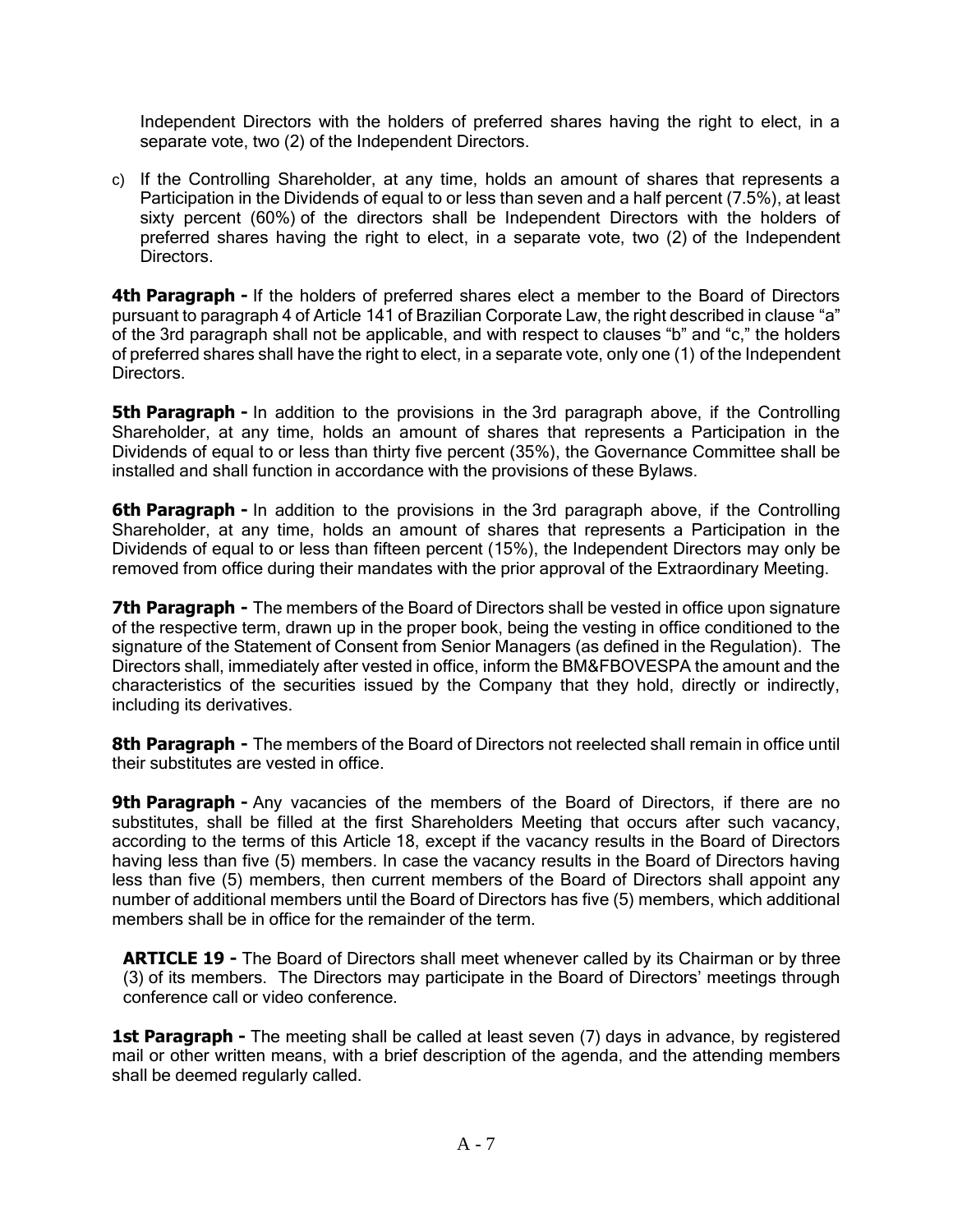Independent Directors with the holders of preferred shares having the right to elect, in a separate vote, two (2) of the Independent Directors.

c) If the Controlling Shareholder, at any time, holds an amount of shares that represents a Participation in the Dividends of equal to or less than seven and a half percent (7.5%), at least sixty percent (60%) of the directors shall be Independent Directors with the holders of preferred shares having the right to elect, in a separate vote, two (2) of the Independent Directors.

**4th Paragraph -** If the holders of preferred shares elect a member to the Board of Directors pursuant to paragraph 4 of Article 141 of Brazilian Corporate Law, the right described in clause "a" of the 3rd paragraph shall not be applicable, and with respect to clauses "b" and "c," the holders of preferred shares shall have the right to elect, in a separate vote, only one (1) of the Independent Directors.

**5th Paragraph -** In addition to the provisions in the 3rd paragraph above, if the Controlling Shareholder, at any time, holds an amount of shares that represents a Participation in the Dividends of equal to or less than thirty five percent (35%), the Governance Committee shall be installed and shall function in accordance with the provisions of these Bylaws.

**6th Paragraph -** In addition to the provisions in the 3rd paragraph above, if the Controlling Shareholder, at any time, holds an amount of shares that represents a Participation in the Dividends of equal to or less than fifteen percent (15%), the Independent Directors may only be removed from office during their mandates with the prior approval of the Extraordinary Meeting.

**7th Paragraph -** The members of the Board of Directors shall be vested in office upon signature of the respective term, drawn up in the proper book, being the vesting in office conditioned to the signature of the Statement of Consent from Senior Managers (as defined in the Regulation). The Directors shall, immediately after vested in office, inform the BM&FBOVESPA the amount and the characteristics of the securities issued by the Company that they hold, directly or indirectly, including its derivatives.

**8th Paragraph -** The members of the Board of Directors not reelected shall remain in office until their substitutes are vested in office.

**9th Paragraph -** Any vacancies of the members of the Board of Directors, if there are no substitutes, shall be filled at the first Shareholders Meeting that occurs after such vacancy, according to the terms of this Article 18, except if the vacancy results in the Board of Directors having less than five (5) members. In case the vacancy results in the Board of Directors having less than five (5) members, then current members of the Board of Directors shall appoint any number of additional members until the Board of Directors has five (5) members, which additional members shall be in office for the remainder of the term.

**ARTICLE 19 -** The Board of Directors shall meet whenever called by its Chairman or by three (3) of its members. The Directors may participate in the Board of Directors' meetings through conference call or video conference.

**1st Paragraph -** The meeting shall be called at least seven (7) days in advance, by registered mail or other written means, with a brief description of the agenda, and the attending members shall be deemed regularly called.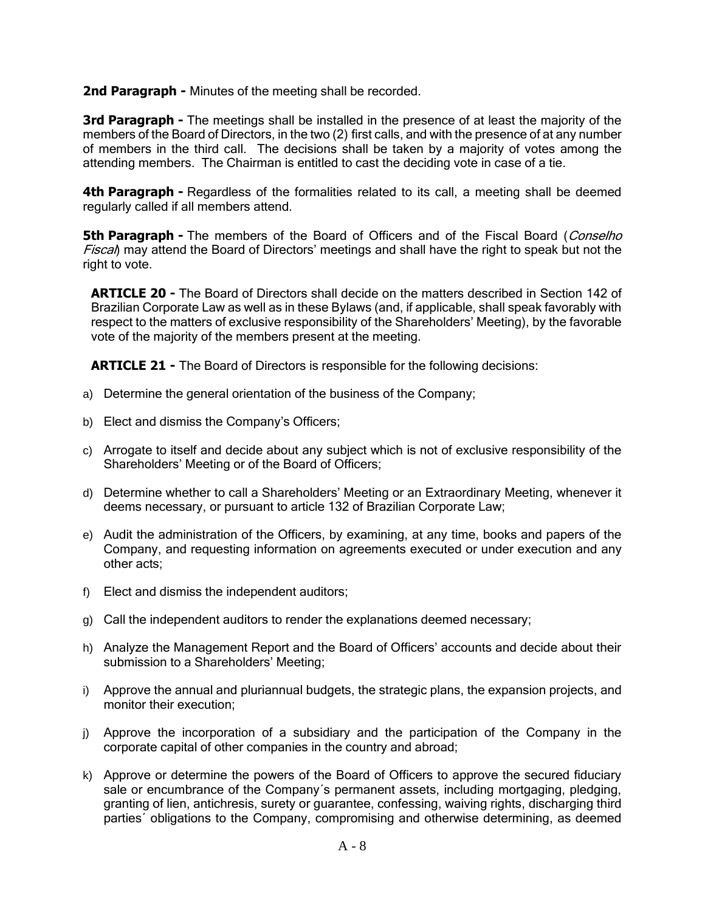**2nd Paragraph -** Minutes of the meeting shall be recorded.

**3rd Paragraph -** The meetings shall be installed in the presence of at least the majority of the members of the Board of Directors, in the two (2) first calls, and with the presence of at any number of members in the third call. The decisions shall be taken by a majority of votes among the attending members. The Chairman is entitled to cast the deciding vote in case of a tie.

**4th Paragraph -** Regardless of the formalities related to its call, a meeting shall be deemed regularly called if all members attend.

**5th Paragraph -** The members of the Board of Officers and of the Fiscal Board (*Conselho Fiscal*) may attend the Board of Directors' meetings and shall have the right to speak but not the right to vote.

**ARTICLE 20 -** The Board of Directors shall decide on the matters described in Section 142 of Brazilian Corporate Law as well as in these Bylaws (and, if applicable, shall speak favorably with respect to the matters of exclusive responsibility of the Shareholders' Meeting), by the favorable vote of the majority of the members present at the meeting.

**ARTICLE 21 -** The Board of Directors is responsible for the following decisions:

a) Determine the general orientation of the business of the Company;

b) Elect and dismiss the Company's Officers;

c) Arrogate to itself and decide about any subject which is not of exclusive responsibility of the Shareholders' Meeting or of the Board of Officers;

d) Determine whether to call a Shareholders' Meeting or an Extraordinary Meeting, whenever it deems necessary, or pursuant to article 132 of Brazilian Corporate Law;

e) Audit the administration of the Officers, by examining, at any time, books and papers of the Company, and requesting information on agreements executed or under execution and any other acts;

f) Elect and dismiss the independent auditors;

g) Call the independent auditors to render the explanations deemed necessary;

h) Analyze the Management Report and the Board of Officers' accounts and decide about their submission to a Shareholders' Meeting;

i) Approve the annual and pluriannual budgets, the strategic plans, the expansion projects, and monitor their execution;

j) Approve the incorporation of a subsidiary and the participation of the Company in the corporate capital of other companies in the country and abroad;

k) Approve or determine the powers of the Board of Officers to approve the secured fiduciary sale or encumbrance of the Company´s permanent assets, including mortgaging, pledging, granting of lien, antichresis, surety or guarantee, confessing, waiving rights, discharging third parties´ obligations to the Company, compromising and otherwise determining, as deemed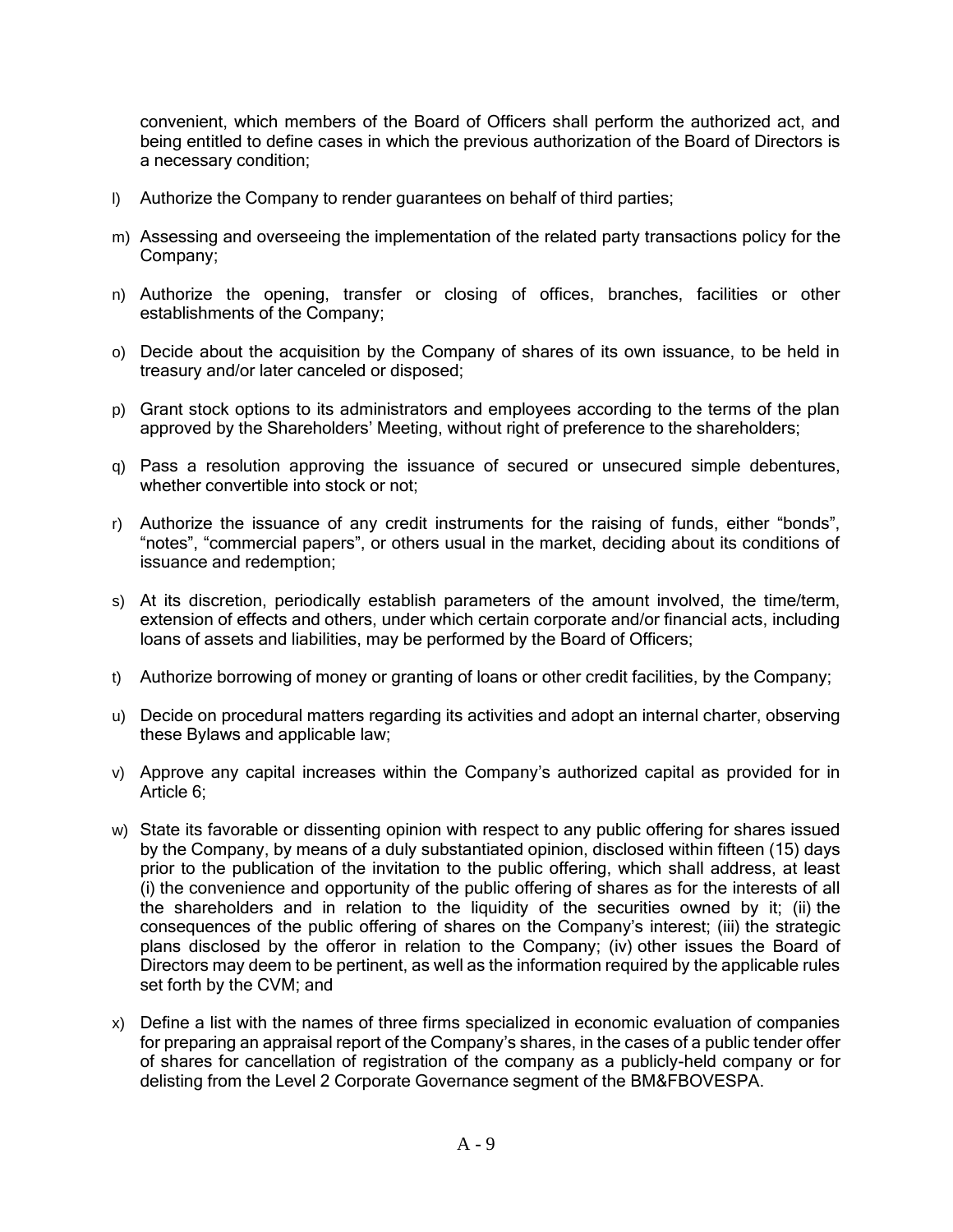convenient, which members of the Board of Officers shall perform the authorized act, and being entitled to define cases in which the previous authorization of the Board of Directors is a necessary condition;

l) Authorize the Company to render guarantees on behalf of third parties;

m) Assessing and overseeing the implementation of the related party transactions policy for the Company;

n) Authorize the opening, transfer or closing of offices, branches, facilities or other establishments of the Company;

o) Decide about the acquisition by the Company of shares of its own issuance, to be held in treasury and/or later canceled or disposed;

p) Grant stock options to its administrators and employees according to the terms of the plan approved by the Shareholders' Meeting, without right of preference to the shareholders;

q) Pass a resolution approving the issuance of secured or unsecured simple debentures, whether convertible into stock or not;

r) Authorize the issuance of any credit instruments for the raising of funds, either "bonds", "notes", "commercial papers", or others usual in the market, deciding about its conditions of issuance and redemption;

s) At its discretion, periodically establish parameters of the amount involved, the time/term, extension of effects and others, under which certain corporate and/or financial acts, including loans of assets and liabilities, may be performed by the Board of Officers;

t) Authorize borrowing of money or granting of loans or other credit facilities, by the Company;

u) Decide on procedural matters regarding its activities and adopt an internal charter, observing these Bylaws and applicable law;

v) Approve any capital increases within the Company's authorized capital as provided for in Article 6;

w) State its favorable or dissenting opinion with respect to any public offering for shares issued by the Company, by means of a duly substantiated opinion, disclosed within fifteen (15) days prior to the publication of the invitation to the public offering, which shall address, at least (i) the convenience and opportunity of the public offering of shares as for the interests of all the shareholders and in relation to the liquidity of the securities owned by it; (ii) the consequences of the public offering of shares on the Company's interest; (iii) the strategic plans disclosed by the offeror in relation to the Company; (iv) other issues the Board of Directors may deem to be pertinent, as well as the information required by the applicable rules set forth by the CVM; and

x) Define a list with the names of three firms specialized in economic evaluation of companies for preparing an appraisal report of the Company's shares, in the cases of a public tender offer of shares for cancellation of registration of the company as a publicly-held company or for delisting from the Level 2 Corporate Governance segment of the BM&FBOVESPA.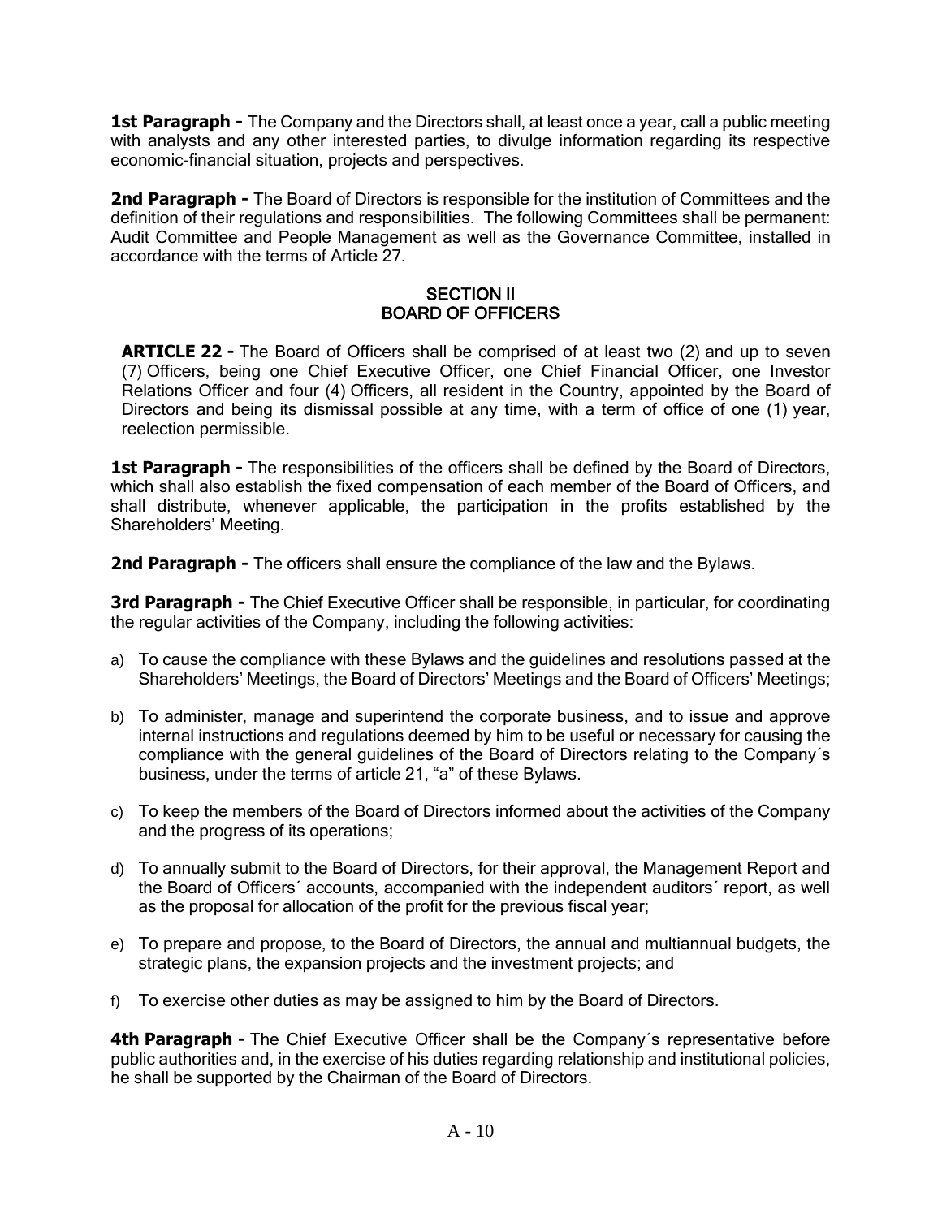**1st Paragraph -** The Company and the Directors shall, at least once a year, call a public meeting with analysts and any other interested parties, to divulge information regarding its respective economic-financial situation, projects and perspectives.

**2nd Paragraph -** The Board of Directors is responsible for the institution of Committees and the definition of their regulations and responsibilities. The following Committees shall be permanent: Audit Committee and People Management as well as the Governance Committee, installed in accordance with the terms of Article 27.

## SECTION II
## BOARD OF OFFICERS

**ARTICLE 22 -** The Board of Officers shall be comprised of at least two (2) and up to seven (7) Officers, being one Chief Executive Officer, one Chief Financial Officer, one Investor Relations Officer and four (4) Officers, all resident in the Country, appointed by the Board of Directors and being its dismissal possible at any time, with a term of office of one (1) year, reelection permissible.

**1st Paragraph -** The responsibilities of the officers shall be defined by the Board of Directors, which shall also establish the fixed compensation of each member of the Board of Officers, and shall distribute, whenever applicable, the participation in the profits established by the Shareholders' Meeting.

**2nd Paragraph -** The officers shall ensure the compliance of the law and the Bylaws.

**3rd Paragraph -** The Chief Executive Officer shall be responsible, in particular, for coordinating the regular activities of the Company, including the following activities:

a) To cause the compliance with these Bylaws and the guidelines and resolutions passed at the Shareholders' Meetings, the Board of Directors' Meetings and the Board of Officers' Meetings;

b) To administer, manage and superintend the corporate business, and to issue and approve internal instructions and regulations deemed by him to be useful or necessary for causing the compliance with the general guidelines of the Board of Directors relating to the Company´s business, under the terms of article 21, "a" of these Bylaws.

c) To keep the members of the Board of Directors informed about the activities of the Company and the progress of its operations;

d) To annually submit to the Board of Directors, for their approval, the Management Report and the Board of Officers´ accounts, accompanied with the independent auditors´ report, as well as the proposal for allocation of the profit for the previous fiscal year;

e) To prepare and propose, to the Board of Directors, the annual and multiannual budgets, the strategic plans, the expansion projects and the investment projects; and

f) To exercise other duties as may be assigned to him by the Board of Directors.

**4th Paragraph -** The Chief Executive Officer shall be the Company´s representative before public authorities and, in the exercise of his duties regarding relationship and institutional policies, he shall be supported by the Chairman of the Board of Directors.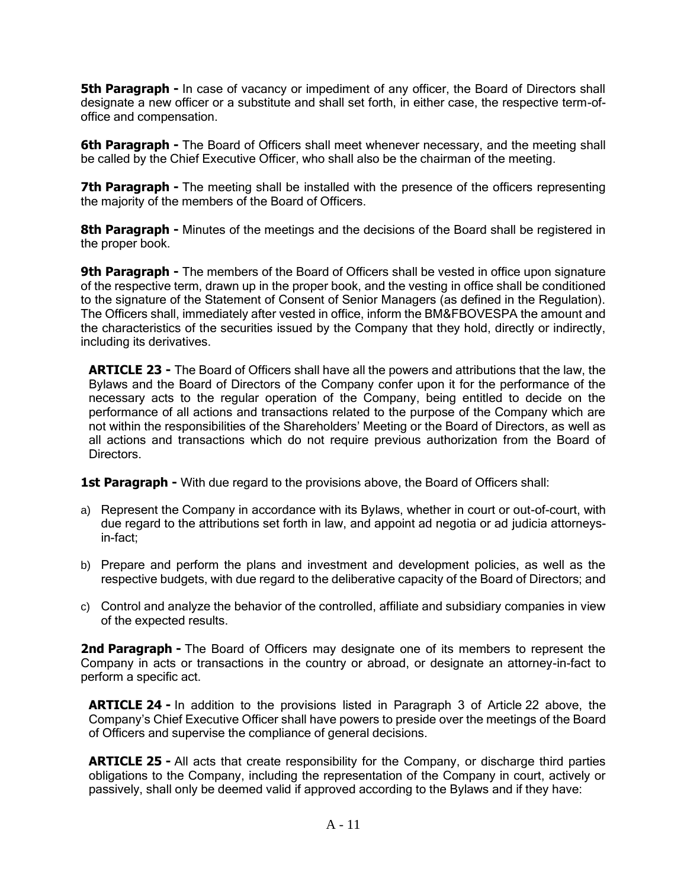**5th Paragraph -** In case of vacancy or impediment of any officer, the Board of Directors shall designate a new officer or a substitute and shall set forth, in either case, the respective term-of-office and compensation.

**6th Paragraph -** The Board of Officers shall meet whenever necessary, and the meeting shall be called by the Chief Executive Officer, who shall also be the chairman of the meeting.

**7th Paragraph -** The meeting shall be installed with the presence of the officers representing the majority of the members of the Board of Officers.

**8th Paragraph -** Minutes of the meetings and the decisions of the Board shall be registered in the proper book.

**9th Paragraph -** The members of the Board of Officers shall be vested in office upon signature of the respective term, drawn up in the proper book, and the vesting in office shall be conditioned to the signature of the Statement of Consent of Senior Managers (as defined in the Regulation). The Officers shall, immediately after vested in office, inform the BM&FBOVESPA the amount and the characteristics of the securities issued by the Company that they hold, directly or indirectly, including its derivatives.

**ARTICLE 23 -** The Board of Officers shall have all the powers and attributions that the law, the Bylaws and the Board of Directors of the Company confer upon it for the performance of the necessary acts to the regular operation of the Company, being entitled to decide on the performance of all actions and transactions related to the purpose of the Company which are not within the responsibilities of the Shareholders' Meeting or the Board of Directors, as well as all actions and transactions which do not require previous authorization from the Board of Directors.

**1st Paragraph -** With due regard to the provisions above, the Board of Officers shall:

a) Represent the Company in accordance with its Bylaws, whether in court or out-of-court, with due regard to the attributions set forth in law, and appoint ad negotia or ad judicia attorneys-in-fact;

b) Prepare and perform the plans and investment and development policies, as well as the respective budgets, with due regard to the deliberative capacity of the Board of Directors; and

c) Control and analyze the behavior of the controlled, affiliate and subsidiary companies in view of the expected results.

**2nd Paragraph -** The Board of Officers may designate one of its members to represent the Company in acts or transactions in the country or abroad, or designate an attorney-in-fact to perform a specific act.

**ARTICLE 24 -** In addition to the provisions listed in Paragraph 3 of Article 22 above, the Company's Chief Executive Officer shall have powers to preside over the meetings of the Board of Officers and supervise the compliance of general decisions.

**ARTICLE 25 -** All acts that create responsibility for the Company, or discharge third parties obligations to the Company, including the representation of the Company in court, actively or passively, shall only be deemed valid if approved according to the Bylaws and if they have: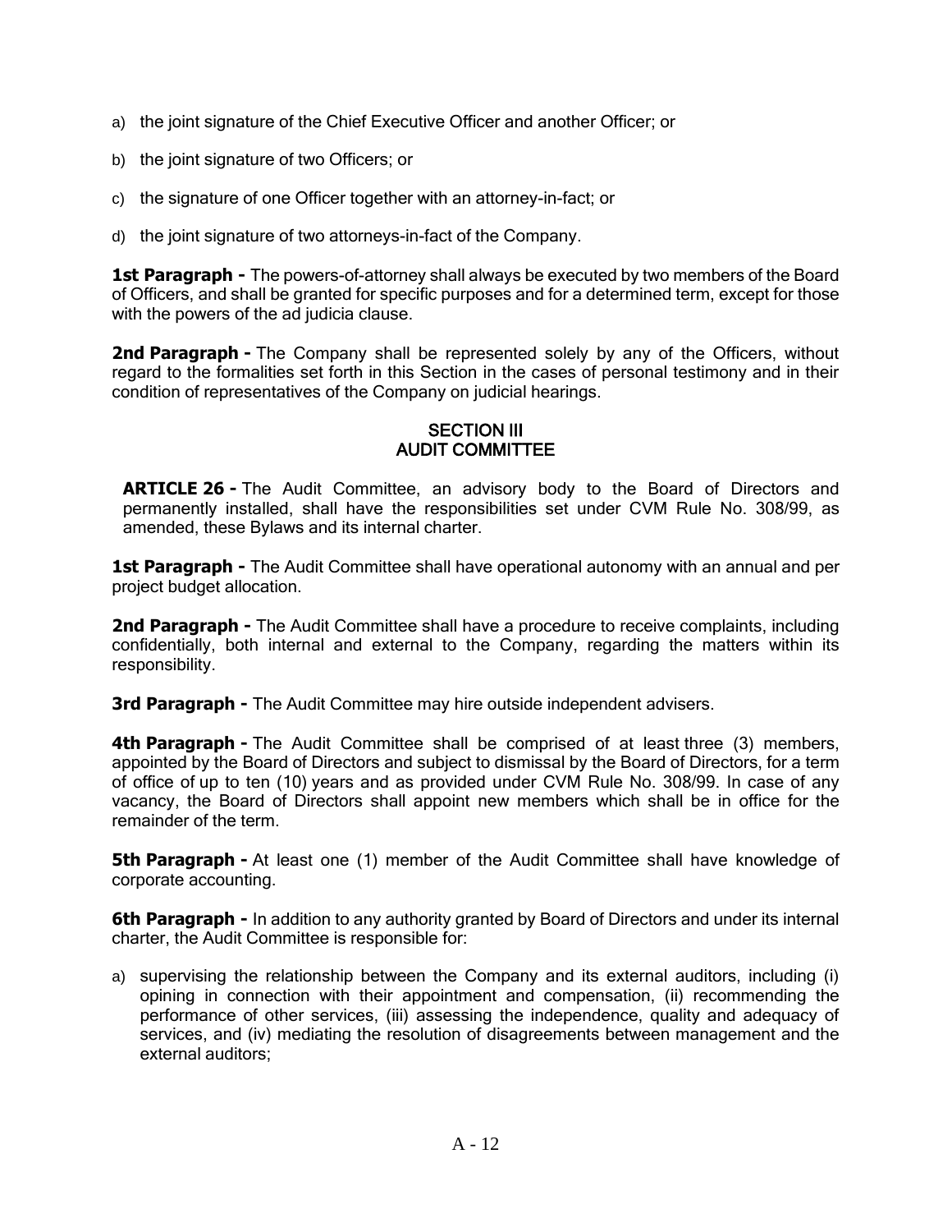a) the joint signature of the Chief Executive Officer and another Officer; or

b) the joint signature of two Officers; or

c) the signature of one Officer together with an attorney-in-fact; or

d) the joint signature of two attorneys-in-fact of the Company.

**1st Paragraph -** The powers-of-attorney shall always be executed by two members of the Board of Officers, and shall be granted for specific purposes and for a determined term, except for those with the powers of the ad judicia clause.

**2nd Paragraph -** The Company shall be represented solely by any of the Officers, without regard to the formalities set forth in this Section in the cases of personal testimony and in their condition of representatives of the Company on judicial hearings.

## SECTION III
## AUDIT COMMITTEE

**ARTICLE 26 -** The Audit Committee, an advisory body to the Board of Directors and permanently installed, shall have the responsibilities set under CVM Rule No. 308/99, as amended, these Bylaws and its internal charter.

**1st Paragraph -** The Audit Committee shall have operational autonomy with an annual and per project budget allocation.

**2nd Paragraph -** The Audit Committee shall have a procedure to receive complaints, including confidentially, both internal and external to the Company, regarding the matters within its responsibility.

**3rd Paragraph -** The Audit Committee may hire outside independent advisers.

**4th Paragraph -** The Audit Committee shall be comprised of at least three (3) members, appointed by the Board of Directors and subject to dismissal by the Board of Directors, for a term of office of up to ten (10) years and as provided under CVM Rule No. 308/99. In case of any vacancy, the Board of Directors shall appoint new members which shall be in office for the remainder of the term.

**5th Paragraph -** At least one (1) member of the Audit Committee shall have knowledge of corporate accounting.

**6th Paragraph -** In addition to any authority granted by Board of Directors and under its internal charter, the Audit Committee is responsible for:

a) supervising the relationship between the Company and its external auditors, including (i) opining in connection with their appointment and compensation, (ii) recommending the performance of other services, (iii) assessing the independence, quality and adequacy of services, and (iv) mediating the resolution of disagreements between management and the external auditors;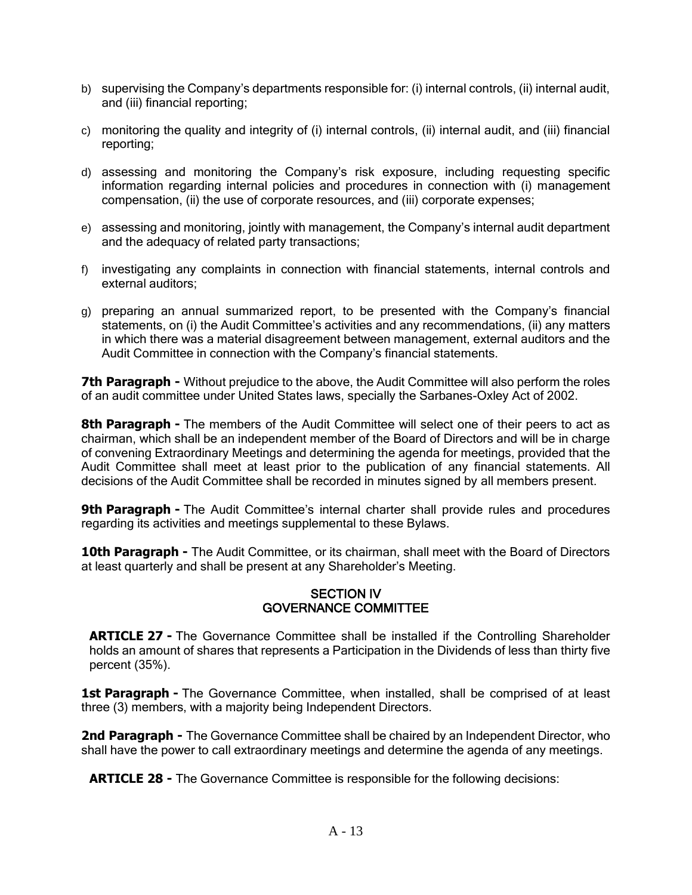b) supervising the Company's departments responsible for: (i) internal controls, (ii) internal audit, and (iii) financial reporting;

c) monitoring the quality and integrity of (i) internal controls, (ii) internal audit, and (iii) financial reporting;

d) assessing and monitoring the Company's risk exposure, including requesting specific information regarding internal policies and procedures in connection with (i) management compensation, (ii) the use of corporate resources, and (iii) corporate expenses;

e) assessing and monitoring, jointly with management, the Company's internal audit department and the adequacy of related party transactions;

f) investigating any complaints in connection with financial statements, internal controls and external auditors;

g) preparing an annual summarized report, to be presented with the Company's financial statements, on (i) the Audit Committee's activities and any recommendations, (ii) any matters in which there was a material disagreement between management, external auditors and the Audit Committee in connection with the Company's financial statements.

**7th Paragraph -** Without prejudice to the above, the Audit Committee will also perform the roles of an audit committee under United States laws, specially the Sarbanes-Oxley Act of 2002.

**8th Paragraph -** The members of the Audit Committee will select one of their peers to act as chairman, which shall be an independent member of the Board of Directors and will be in charge of convening Extraordinary Meetings and determining the agenda for meetings, provided that the Audit Committee shall meet at least prior to the publication of any financial statements. All decisions of the Audit Committee shall be recorded in minutes signed by all members present.

**9th Paragraph -** The Audit Committee's internal charter shall provide rules and procedures regarding its activities and meetings supplemental to these Bylaws.

**10th Paragraph -** The Audit Committee, or its chairman, shall meet with the Board of Directors at least quarterly and shall be present at any Shareholder's Meeting.

## SECTION IV
## GOVERNANCE COMMITTEE

**ARTICLE 27 -** The Governance Committee shall be installed if the Controlling Shareholder holds an amount of shares that represents a Participation in the Dividends of less than thirty five percent (35%).

**1st Paragraph -** The Governance Committee, when installed, shall be comprised of at least three (3) members, with a majority being Independent Directors.

**2nd Paragraph -** The Governance Committee shall be chaired by an Independent Director, who shall have the power to call extraordinary meetings and determine the agenda of any meetings.

**ARTICLE 28 -** The Governance Committee is responsible for the following decisions: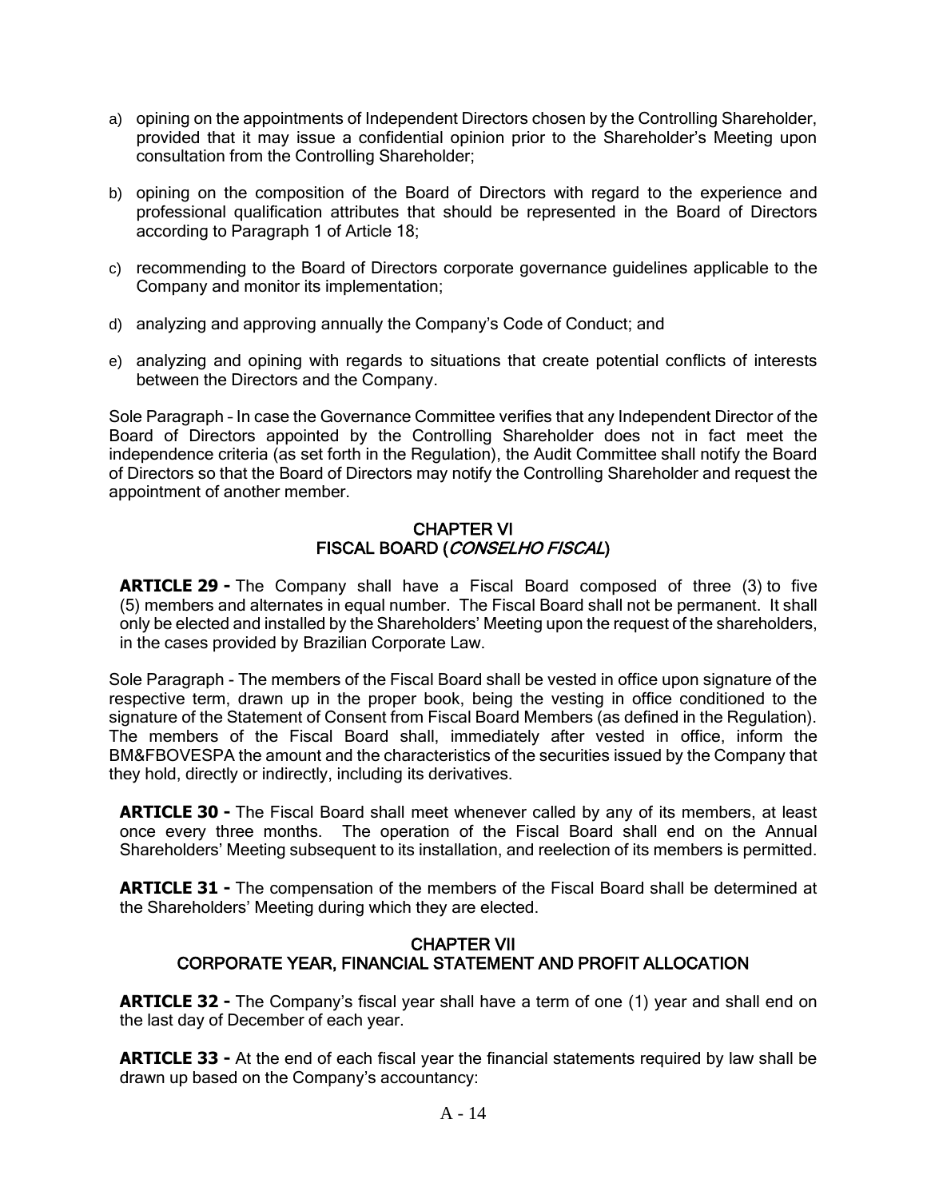a) opining on the appointments of Independent Directors chosen by the Controlling Shareholder, provided that it may issue a confidential opinion prior to the Shareholder's Meeting upon consultation from the Controlling Shareholder;

b) opining on the composition of the Board of Directors with regard to the experience and professional qualification attributes that should be represented in the Board of Directors according to Paragraph 1 of Article 18;

c) recommending to the Board of Directors corporate governance guidelines applicable to the Company and monitor its implementation;

d) analyzing and approving annually the Company's Code of Conduct; and

e) analyzing and opining with regards to situations that create potential conflicts of interests between the Directors and the Company.

Sole Paragraph – In case the Governance Committee verifies that any Independent Director of the Board of Directors appointed by the Controlling Shareholder does not in fact meet the independence criteria (as set forth in the Regulation), the Audit Committee shall notify the Board of Directors so that the Board of Directors may notify the Controlling Shareholder and request the appointment of another member.

## CHAPTER VI
## FISCAL BOARD (*CONSELHO FISCAL*)

**ARTICLE 29 -** The Company shall have a Fiscal Board composed of three (3) to five (5) members and alternates in equal number. The Fiscal Board shall not be permanent. It shall only be elected and installed by the Shareholders' Meeting upon the request of the shareholders, in the cases provided by Brazilian Corporate Law.

Sole Paragraph - The members of the Fiscal Board shall be vested in office upon signature of the respective term, drawn up in the proper book, being the vesting in office conditioned to the signature of the Statement of Consent from Fiscal Board Members (as defined in the Regulation). The members of the Fiscal Board shall, immediately after vested in office, inform the BM&FBOVESPA the amount and the characteristics of the securities issued by the Company that they hold, directly or indirectly, including its derivatives.

**ARTICLE 30 -** The Fiscal Board shall meet whenever called by any of its members, at least once every three months. The operation of the Fiscal Board shall end on the Annual Shareholders' Meeting subsequent to its installation, and reelection of its members is permitted.

**ARTICLE 31 -** The compensation of the members of the Fiscal Board shall be determined at the Shareholders' Meeting during which they are elected.

## CHAPTER VII
## CORPORATE YEAR, FINANCIAL STATEMENT AND PROFIT ALLOCATION

**ARTICLE 32 -** The Company's fiscal year shall have a term of one (1) year and shall end on the last day of December of each year.

**ARTICLE 33 -** At the end of each fiscal year the financial statements required by law shall be drawn up based on the Company's accountancy: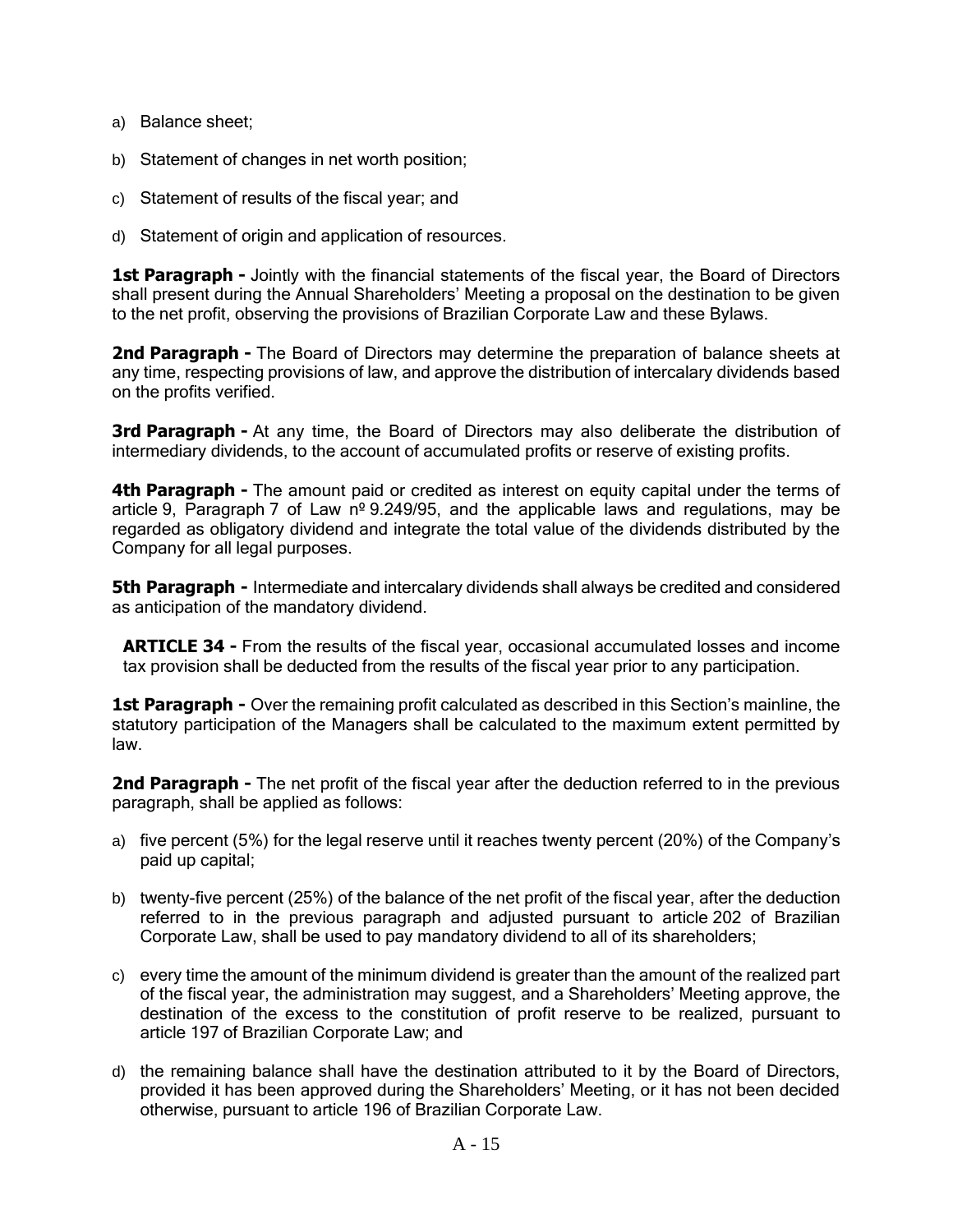a) Balance sheet;

b) Statement of changes in net worth position;

c) Statement of results of the fiscal year; and

d) Statement of origin and application of resources.

**1st Paragraph -** Jointly with the financial statements of the fiscal year, the Board of Directors shall present during the Annual Shareholders' Meeting a proposal on the destination to be given to the net profit, observing the provisions of Brazilian Corporate Law and these Bylaws.

**2nd Paragraph -** The Board of Directors may determine the preparation of balance sheets at any time, respecting provisions of law, and approve the distribution of intercalary dividends based on the profits verified.

**3rd Paragraph -** At any time, the Board of Directors may also deliberate the distribution of intermediary dividends, to the account of accumulated profits or reserve of existing profits.

**4th Paragraph -** The amount paid or credited as interest on equity capital under the terms of article 9, Paragraph 7 of Law nº 9.249/95, and the applicable laws and regulations, may be regarded as obligatory dividend and integrate the total value of the dividends distributed by the Company for all legal purposes.

**5th Paragraph -** Intermediate and intercalary dividends shall always be credited and considered as anticipation of the mandatory dividend.

**ARTICLE 34 -** From the results of the fiscal year, occasional accumulated losses and income tax provision shall be deducted from the results of the fiscal year prior to any participation.

**1st Paragraph -** Over the remaining profit calculated as described in this Section's mainline, the statutory participation of the Managers shall be calculated to the maximum extent permitted by law.

**2nd Paragraph -** The net profit of the fiscal year after the deduction referred to in the previous paragraph, shall be applied as follows:

a) five percent (5%) for the legal reserve until it reaches twenty percent (20%) of the Company's paid up capital;

b) twenty-five percent (25%) of the balance of the net profit of the fiscal year, after the deduction referred to in the previous paragraph and adjusted pursuant to article 202 of Brazilian Corporate Law, shall be used to pay mandatory dividend to all of its shareholders;

c) every time the amount of the minimum dividend is greater than the amount of the realized part of the fiscal year, the administration may suggest, and a Shareholders' Meeting approve, the destination of the excess to the constitution of profit reserve to be realized, pursuant to article 197 of Brazilian Corporate Law; and

d) the remaining balance shall have the destination attributed to it by the Board of Directors, provided it has been approved during the Shareholders' Meeting, or it has not been decided otherwise, pursuant to article 196 of Brazilian Corporate Law.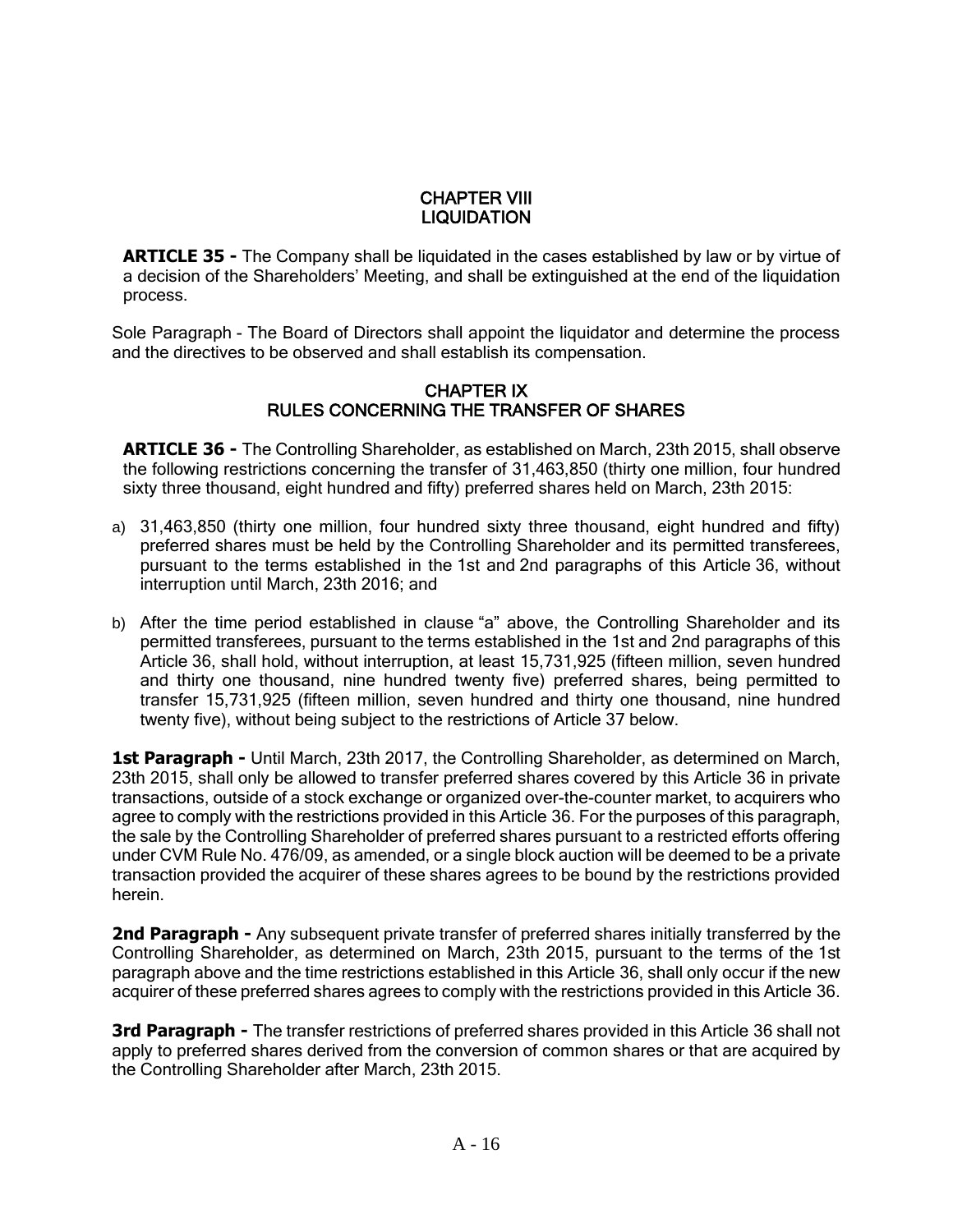## CHAPTER VIII
## LIQUIDATION

**ARTICLE 35 -** The Company shall be liquidated in the cases established by law or by virtue of a decision of the Shareholders' Meeting, and shall be extinguished at the end of the liquidation process.

Sole Paragraph - The Board of Directors shall appoint the liquidator and determine the process and the directives to be observed and shall establish its compensation.

## CHAPTER IX
## RULES CONCERNING THE TRANSFER OF SHARES

**ARTICLE 36 -** The Controlling Shareholder, as established on March, 23th 2015, shall observe the following restrictions concerning the transfer of 31,463,850 (thirty one million, four hundred sixty three thousand, eight hundred and fifty) preferred shares held on March, 23th 2015:

a) 31,463,850 (thirty one million, four hundred sixty three thousand, eight hundred and fifty) preferred shares must be held by the Controlling Shareholder and its permitted transferees, pursuant to the terms established in the 1st and 2nd paragraphs of this Article 36, without interruption until March, 23th 2016; and

b) After the time period established in clause "a" above, the Controlling Shareholder and its permitted transferees, pursuant to the terms established in the 1st and 2nd paragraphs of this Article 36, shall hold, without interruption, at least 15,731,925 (fifteen million, seven hundred and thirty one thousand, nine hundred twenty five) preferred shares, being permitted to transfer 15,731,925 (fifteen million, seven hundred and thirty one thousand, nine hundred twenty five), without being subject to the restrictions of Article 37 below.

**1st Paragraph -** Until March, 23th 2017, the Controlling Shareholder, as determined on March, 23th 2015, shall only be allowed to transfer preferred shares covered by this Article 36 in private transactions, outside of a stock exchange or organized over-the-counter market, to acquirers who agree to comply with the restrictions provided in this Article 36. For the purposes of this paragraph, the sale by the Controlling Shareholder of preferred shares pursuant to a restricted efforts offering under CVM Rule No. 476/09, as amended, or a single block auction will be deemed to be a private transaction provided the acquirer of these shares agrees to be bound by the restrictions provided herein.

**2nd Paragraph -** Any subsequent private transfer of preferred shares initially transferred by the Controlling Shareholder, as determined on March, 23th 2015, pursuant to the terms of the 1st paragraph above and the time restrictions established in this Article 36, shall only occur if the new acquirer of these preferred shares agrees to comply with the restrictions provided in this Article 36.

**3rd Paragraph -** The transfer restrictions of preferred shares provided in this Article 36 shall not apply to preferred shares derived from the conversion of common shares or that are acquired by the Controlling Shareholder after March, 23th 2015.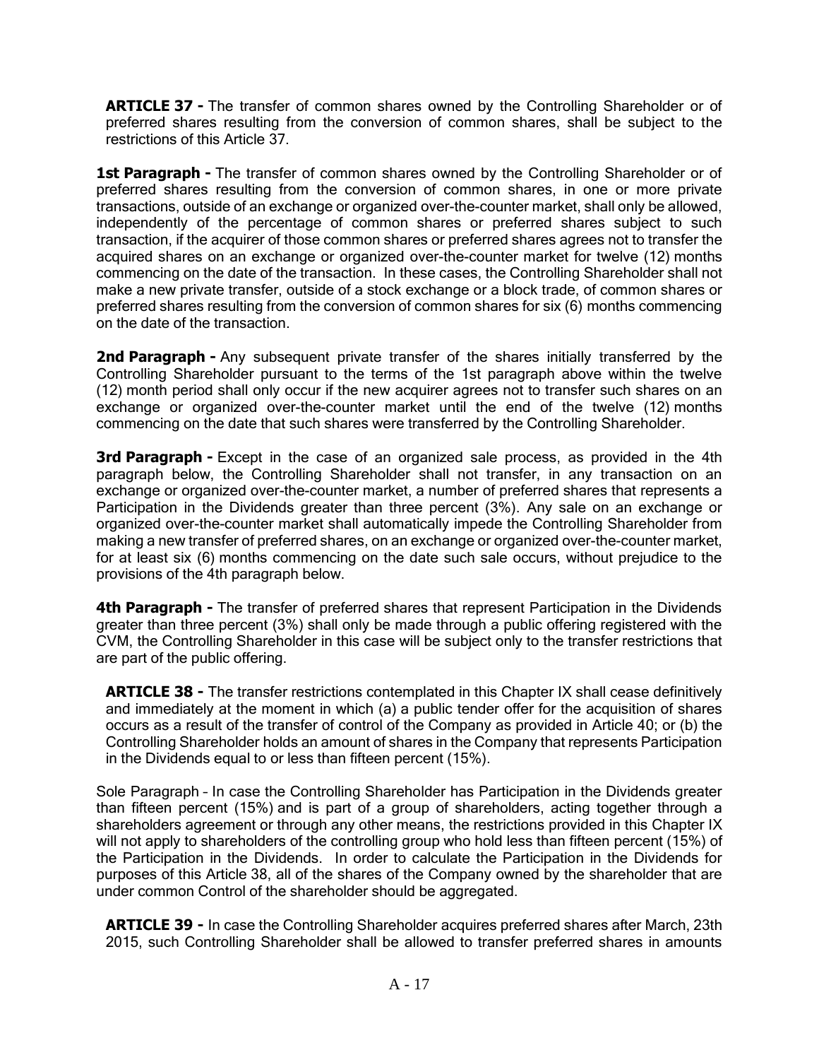**ARTICLE 37 -** The transfer of common shares owned by the Controlling Shareholder or of preferred shares resulting from the conversion of common shares, shall be subject to the restrictions of this Article 37.

**1st Paragraph -** The transfer of common shares owned by the Controlling Shareholder or of preferred shares resulting from the conversion of common shares, in one or more private transactions, outside of an exchange or organized over-the-counter market, shall only be allowed, independently of the percentage of common shares or preferred shares subject to such transaction, if the acquirer of those common shares or preferred shares agrees not to transfer the acquired shares on an exchange or organized over-the-counter market for twelve (12) months commencing on the date of the transaction. In these cases, the Controlling Shareholder shall not make a new private transfer, outside of a stock exchange or a block trade, of common shares or preferred shares resulting from the conversion of common shares for six (6) months commencing on the date of the transaction.

**2nd Paragraph -** Any subsequent private transfer of the shares initially transferred by the Controlling Shareholder pursuant to the terms of the 1st paragraph above within the twelve (12) month period shall only occur if the new acquirer agrees not to transfer such shares on an exchange or organized over-the-counter market until the end of the twelve (12) months commencing on the date that such shares were transferred by the Controlling Shareholder.

**3rd Paragraph -** Except in the case of an organized sale process, as provided in the 4th paragraph below, the Controlling Shareholder shall not transfer, in any transaction on an exchange or organized over-the-counter market, a number of preferred shares that represents a Participation in the Dividends greater than three percent (3%). Any sale on an exchange or organized over-the-counter market shall automatically impede the Controlling Shareholder from making a new transfer of preferred shares, on an exchange or organized over-the-counter market, for at least six (6) months commencing on the date such sale occurs, without prejudice to the provisions of the 4th paragraph below.

**4th Paragraph -** The transfer of preferred shares that represent Participation in the Dividends greater than three percent (3%) shall only be made through a public offering registered with the CVM, the Controlling Shareholder in this case will be subject only to the transfer restrictions that are part of the public offering.

**ARTICLE 38 -** The transfer restrictions contemplated in this Chapter IX shall cease definitively and immediately at the moment in which (a) a public tender offer for the acquisition of shares occurs as a result of the transfer of control of the Company as provided in Article 40; or (b) the Controlling Shareholder holds an amount of shares in the Company that represents Participation in the Dividends equal to or less than fifteen percent (15%).

Sole Paragraph – In case the Controlling Shareholder has Participation in the Dividends greater than fifteen percent (15%) and is part of a group of shareholders, acting together through a shareholders agreement or through any other means, the restrictions provided in this Chapter IX will not apply to shareholders of the controlling group who hold less than fifteen percent (15%) of the Participation in the Dividends. In order to calculate the Participation in the Dividends for purposes of this Article 38, all of the shares of the Company owned by the shareholder that are under common Control of the shareholder should be aggregated.

**ARTICLE 39 -** In case the Controlling Shareholder acquires preferred shares after March, 23th 2015, such Controlling Shareholder shall be allowed to transfer preferred shares in amounts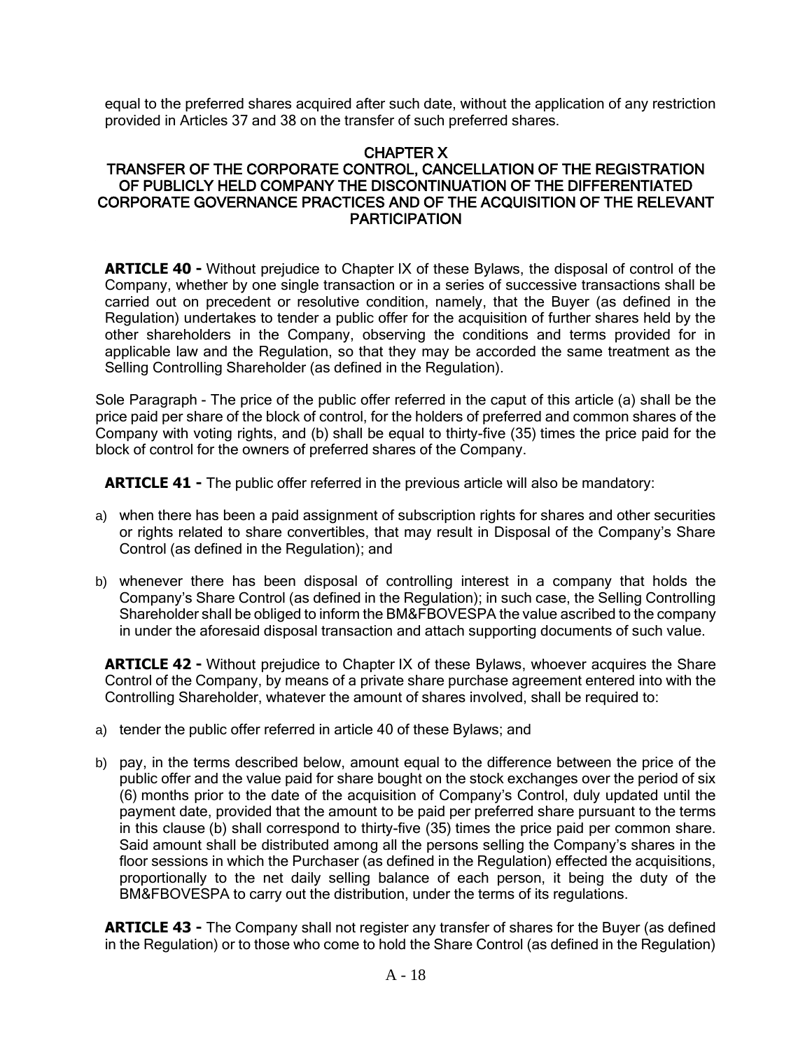equal to the preferred shares acquired after such date, without the application of any restriction provided in Articles 37 and 38 on the transfer of such preferred shares.

## CHAPTER X
## TRANSFER OF THE CORPORATE CONTROL, CANCELLATION OF THE REGISTRATION OF PUBLICLY HELD COMPANY THE DISCONTINUATION OF THE DIFFERENTIATED CORPORATE GOVERNANCE PRACTICES AND OF THE ACQUISITION OF THE RELEVANT PARTICIPATION

**ARTICLE 40 -** Without prejudice to Chapter IX of these Bylaws, the disposal of control of the Company, whether by one single transaction or in a series of successive transactions shall be carried out on precedent or resolutive condition, namely, that the Buyer (as defined in the Regulation) undertakes to tender a public offer for the acquisition of further shares held by the other shareholders in the Company, observing the conditions and terms provided for in applicable law and the Regulation, so that they may be accorded the same treatment as the Selling Controlling Shareholder (as defined in the Regulation).

Sole Paragraph - The price of the public offer referred in the caput of this article (a) shall be the price paid per share of the block of control, for the holders of preferred and common shares of the Company with voting rights, and (b) shall be equal to thirty-five (35) times the price paid for the block of control for the owners of preferred shares of the Company.

**ARTICLE 41 -** The public offer referred in the previous article will also be mandatory:

a) when there has been a paid assignment of subscription rights for shares and other securities or rights related to share convertibles, that may result in Disposal of the Company's Share Control (as defined in the Regulation); and

b) whenever there has been disposal of controlling interest in a company that holds the Company's Share Control (as defined in the Regulation); in such case, the Selling Controlling Shareholder shall be obliged to inform the BM&FBOVESPA the value ascribed to the company in under the aforesaid disposal transaction and attach supporting documents of such value.

**ARTICLE 42 -** Without prejudice to Chapter IX of these Bylaws, whoever acquires the Share Control of the Company, by means of a private share purchase agreement entered into with the Controlling Shareholder, whatever the amount of shares involved, shall be required to:

a) tender the public offer referred in article 40 of these Bylaws; and

b) pay, in the terms described below, amount equal to the difference between the price of the public offer and the value paid for share bought on the stock exchanges over the period of six (6) months prior to the date of the acquisition of Company's Control, duly updated until the payment date, provided that the amount to be paid per preferred share pursuant to the terms in this clause (b) shall correspond to thirty-five (35) times the price paid per common share. Said amount shall be distributed among all the persons selling the Company's shares in the floor sessions in which the Purchaser (as defined in the Regulation) effected the acquisitions, proportionally to the net daily selling balance of each person, it being the duty of the BM&FBOVESPA to carry out the distribution, under the terms of its regulations.

**ARTICLE 43 -** The Company shall not register any transfer of shares for the Buyer (as defined in the Regulation) or to those who come to hold the Share Control (as defined in the Regulation)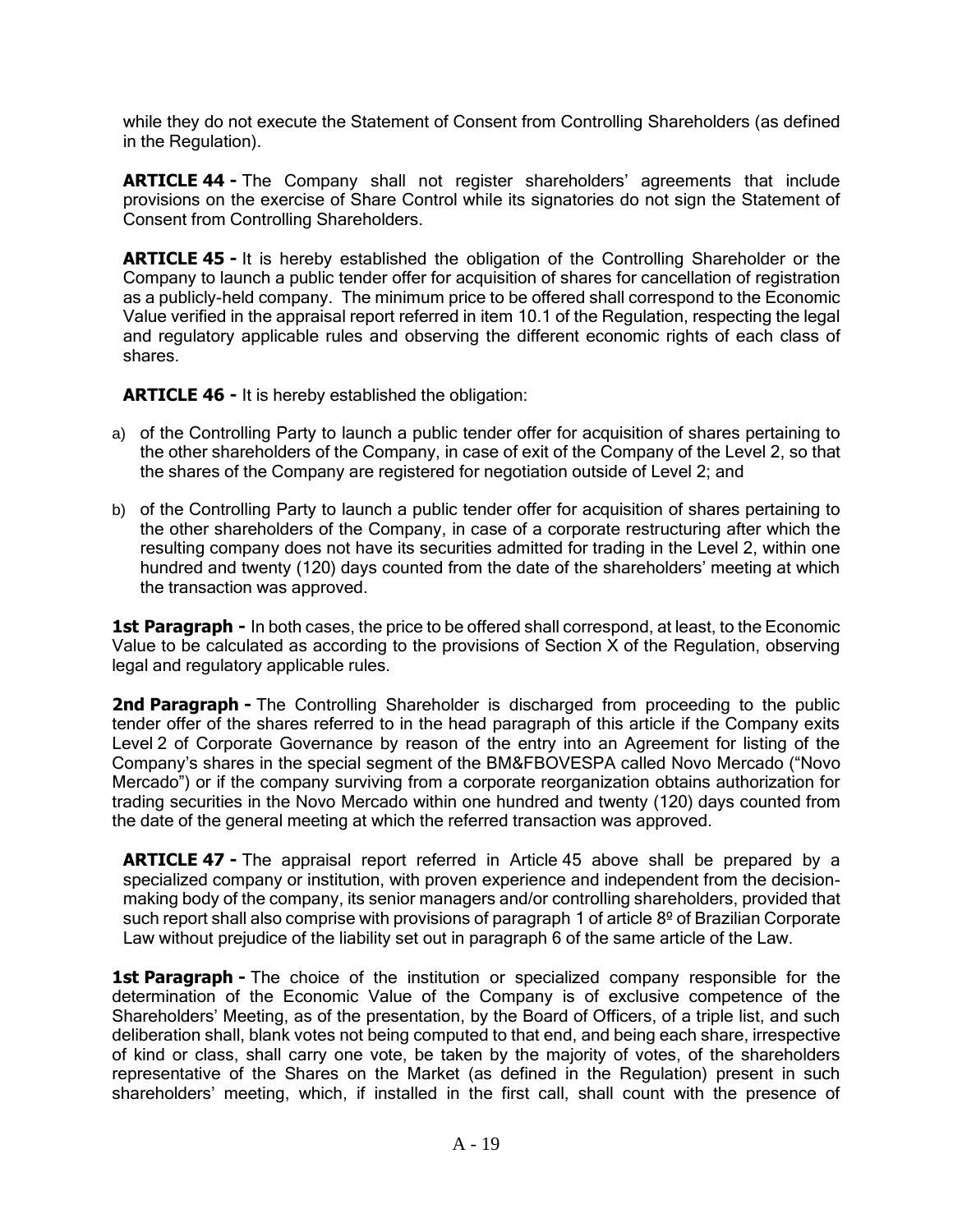while they do not execute the Statement of Consent from Controlling Shareholders (as defined in the Regulation).

**ARTICLE 44 -** The Company shall not register shareholders' agreements that include provisions on the exercise of Share Control while its signatories do not sign the Statement of Consent from Controlling Shareholders.

**ARTICLE 45 -** It is hereby established the obligation of the Controlling Shareholder or the Company to launch a public tender offer for acquisition of shares for cancellation of registration as a publicly-held company. The minimum price to be offered shall correspond to the Economic Value verified in the appraisal report referred in item 10.1 of the Regulation, respecting the legal and regulatory applicable rules and observing the different economic rights of each class of shares.

**ARTICLE 46 -** It is hereby established the obligation:

a) of the Controlling Party to launch a public tender offer for acquisition of shares pertaining to the other shareholders of the Company, in case of exit of the Company of the Level 2, so that the shares of the Company are registered for negotiation outside of Level 2; and

b) of the Controlling Party to launch a public tender offer for acquisition of shares pertaining to the other shareholders of the Company, in case of a corporate restructuring after which the resulting company does not have its securities admitted for trading in the Level 2, within one hundred and twenty (120) days counted from the date of the shareholders' meeting at which the transaction was approved.

**1st Paragraph -** In both cases, the price to be offered shall correspond, at least, to the Economic Value to be calculated as according to the provisions of Section X of the Regulation, observing legal and regulatory applicable rules.

**2nd Paragraph -** The Controlling Shareholder is discharged from proceeding to the public tender offer of the shares referred to in the head paragraph of this article if the Company exits Level 2 of Corporate Governance by reason of the entry into an Agreement for listing of the Company's shares in the special segment of the BM&FBOVESPA called Novo Mercado ("Novo Mercado") or if the company surviving from a corporate reorganization obtains authorization for trading securities in the Novo Mercado within one hundred and twenty (120) days counted from the date of the general meeting at which the referred transaction was approved.

**ARTICLE 47 -** The appraisal report referred in Article 45 above shall be prepared by a specialized company or institution, with proven experience and independent from the decision-making body of the company, its senior managers and/or controlling shareholders, provided that such report shall also comprise with provisions of paragraph 1 of article 8º of Brazilian Corporate Law without prejudice of the liability set out in paragraph 6 of the same article of the Law.

**1st Paragraph -** The choice of the institution or specialized company responsible for the determination of the Economic Value of the Company is of exclusive competence of the Shareholders' Meeting, as of the presentation, by the Board of Officers, of a triple list, and such deliberation shall, blank votes not being computed to that end, and being each share, irrespective of kind or class, shall carry one vote, be taken by the majority of votes, of the shareholders representative of the Shares on the Market (as defined in the Regulation) present in such shareholders' meeting, which, if installed in the first call, shall count with the presence of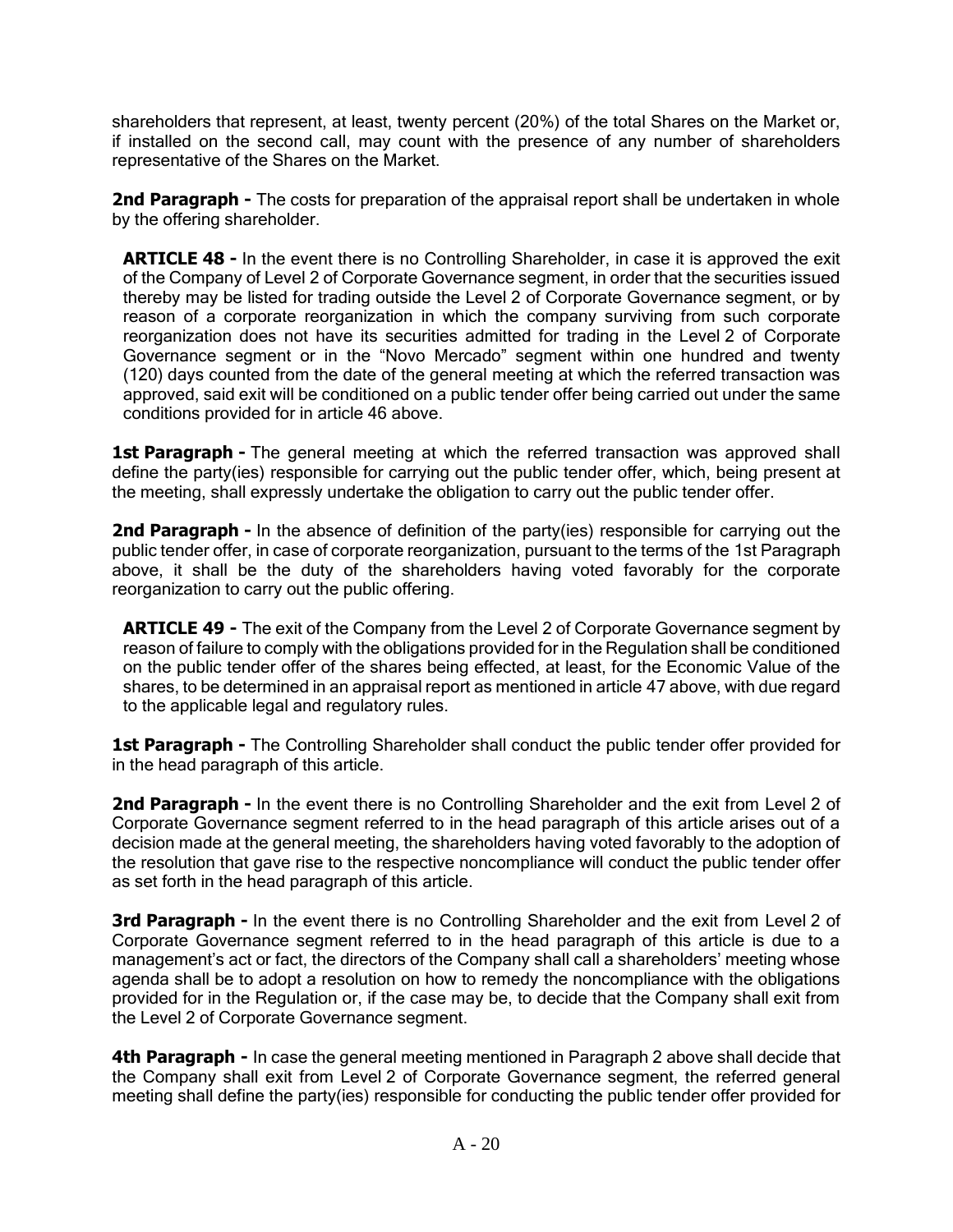shareholders that represent, at least, twenty percent (20%) of the total Shares on the Market or, if installed on the second call, may count with the presence of any number of shareholders representative of the Shares on the Market.

**2nd Paragraph -** The costs for preparation of the appraisal report shall be undertaken in whole by the offering shareholder.

**ARTICLE 48 -** In the event there is no Controlling Shareholder, in case it is approved the exit of the Company of Level 2 of Corporate Governance segment, in order that the securities issued thereby may be listed for trading outside the Level 2 of Corporate Governance segment, or by reason of a corporate reorganization in which the company surviving from such corporate reorganization does not have its securities admitted for trading in the Level 2 of Corporate Governance segment or in the "Novo Mercado" segment within one hundred and twenty (120) days counted from the date of the general meeting at which the referred transaction was approved, said exit will be conditioned on a public tender offer being carried out under the same conditions provided for in article 46 above.

**1st Paragraph -** The general meeting at which the referred transaction was approved shall define the party(ies) responsible for carrying out the public tender offer, which, being present at the meeting, shall expressly undertake the obligation to carry out the public tender offer.

**2nd Paragraph -** In the absence of definition of the party(ies) responsible for carrying out the public tender offer, in case of corporate reorganization, pursuant to the terms of the 1st Paragraph above, it shall be the duty of the shareholders having voted favorably for the corporate reorganization to carry out the public offering.

**ARTICLE 49 -** The exit of the Company from the Level 2 of Corporate Governance segment by reason of failure to comply with the obligations provided for in the Regulation shall be conditioned on the public tender offer of the shares being effected, at least, for the Economic Value of the shares, to be determined in an appraisal report as mentioned in article 47 above, with due regard to the applicable legal and regulatory rules.

**1st Paragraph -** The Controlling Shareholder shall conduct the public tender offer provided for in the head paragraph of this article.

**2nd Paragraph -** In the event there is no Controlling Shareholder and the exit from Level 2 of Corporate Governance segment referred to in the head paragraph of this article arises out of a decision made at the general meeting, the shareholders having voted favorably to the adoption of the resolution that gave rise to the respective noncompliance will conduct the public tender offer as set forth in the head paragraph of this article.

**3rd Paragraph -** In the event there is no Controlling Shareholder and the exit from Level 2 of Corporate Governance segment referred to in the head paragraph of this article is due to a management's act or fact, the directors of the Company shall call a shareholders' meeting whose agenda shall be to adopt a resolution on how to remedy the noncompliance with the obligations provided for in the Regulation or, if the case may be, to decide that the Company shall exit from the Level 2 of Corporate Governance segment.

**4th Paragraph -** In case the general meeting mentioned in Paragraph 2 above shall decide that the Company shall exit from Level 2 of Corporate Governance segment, the referred general meeting shall define the party(ies) responsible for conducting the public tender offer provided for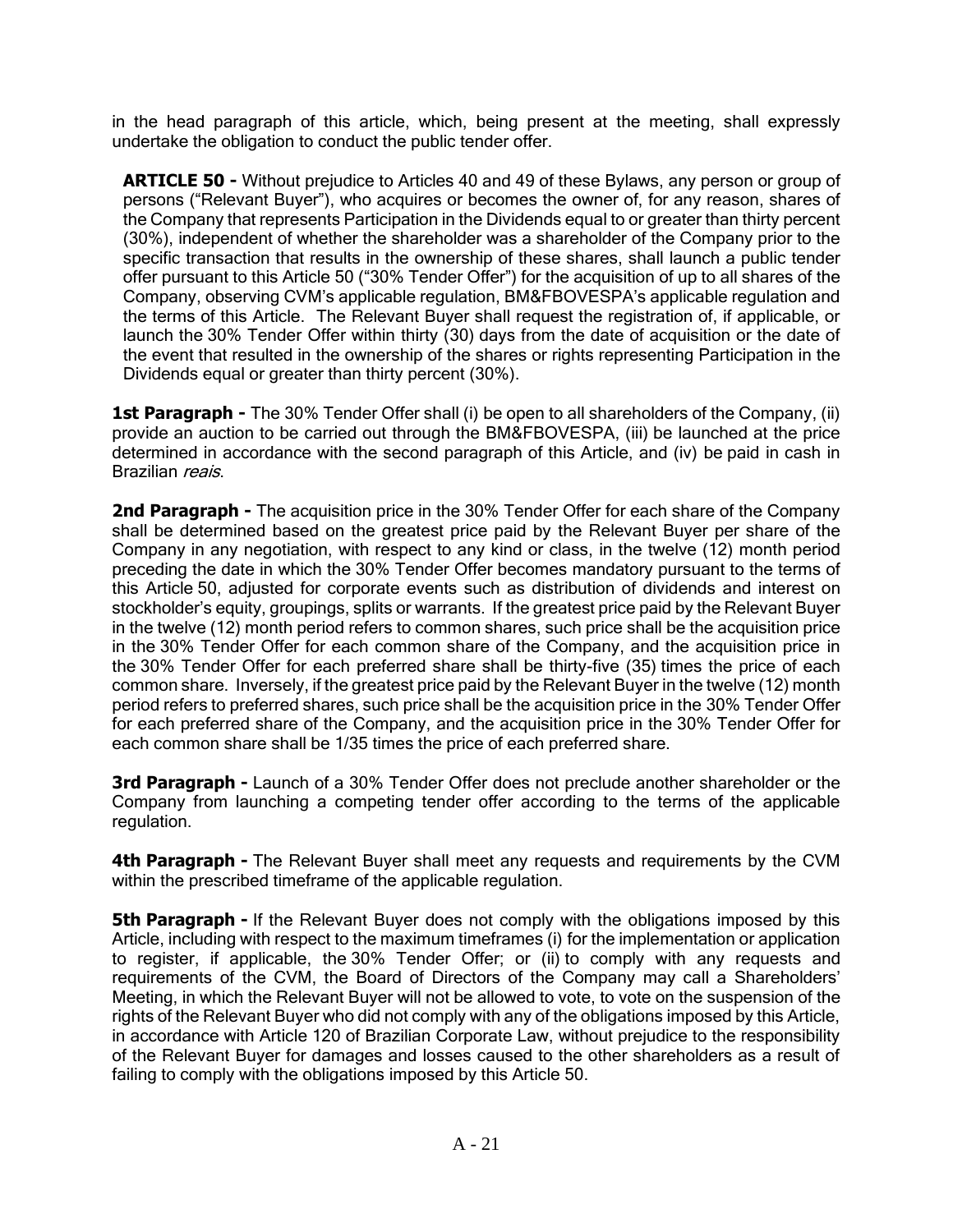in the head paragraph of this article, which, being present at the meeting, shall expressly undertake the obligation to conduct the public tender offer.

**ARTICLE 50 -** Without prejudice to Articles 40 and 49 of these Bylaws, any person or group of persons ("Relevant Buyer"), who acquires or becomes the owner of, for any reason, shares of the Company that represents Participation in the Dividends equal to or greater than thirty percent (30%), independent of whether the shareholder was a shareholder of the Company prior to the specific transaction that results in the ownership of these shares, shall launch a public tender offer pursuant to this Article 50 ("30% Tender Offer") for the acquisition of up to all shares of the Company, observing CVM's applicable regulation, BM&FBOVESPA's applicable regulation and the terms of this Article. The Relevant Buyer shall request the registration of, if applicable, or launch the 30% Tender Offer within thirty (30) days from the date of acquisition or the date of the event that resulted in the ownership of the shares or rights representing Participation in the Dividends equal or greater than thirty percent (30%).

**1st Paragraph -** The 30% Tender Offer shall (i) be open to all shareholders of the Company, (ii) provide an auction to be carried out through the BM&FBOVESPA, (iii) be launched at the price determined in accordance with the second paragraph of this Article, and (iv) be paid in cash in Brazilian *reais*.

**2nd Paragraph -** The acquisition price in the 30% Tender Offer for each share of the Company shall be determined based on the greatest price paid by the Relevant Buyer per share of the Company in any negotiation, with respect to any kind or class, in the twelve (12) month period preceding the date in which the 30% Tender Offer becomes mandatory pursuant to the terms of this Article 50, adjusted for corporate events such as distribution of dividends and interest on stockholder's equity, groupings, splits or warrants. If the greatest price paid by the Relevant Buyer in the twelve (12) month period refers to common shares, such price shall be the acquisition price in the 30% Tender Offer for each common share of the Company, and the acquisition price in the 30% Tender Offer for each preferred share shall be thirty-five (35) times the price of each common share. Inversely, if the greatest price paid by the Relevant Buyer in the twelve (12) month period refers to preferred shares, such price shall be the acquisition price in the 30% Tender Offer for each preferred share of the Company, and the acquisition price in the 30% Tender Offer for each common share shall be 1/35 times the price of each preferred share.

**3rd Paragraph -** Launch of a 30% Tender Offer does not preclude another shareholder or the Company from launching a competing tender offer according to the terms of the applicable regulation.

**4th Paragraph -** The Relevant Buyer shall meet any requests and requirements by the CVM within the prescribed timeframe of the applicable regulation.

**5th Paragraph -** If the Relevant Buyer does not comply with the obligations imposed by this Article, including with respect to the maximum timeframes (i) for the implementation or application to register, if applicable, the 30% Tender Offer; or (ii) to comply with any requests and requirements of the CVM, the Board of Directors of the Company may call a Shareholders' Meeting, in which the Relevant Buyer will not be allowed to vote, to vote on the suspension of the rights of the Relevant Buyer who did not comply with any of the obligations imposed by this Article, in accordance with Article 120 of Brazilian Corporate Law, without prejudice to the responsibility of the Relevant Buyer for damages and losses caused to the other shareholders as a result of failing to comply with the obligations imposed by this Article 50.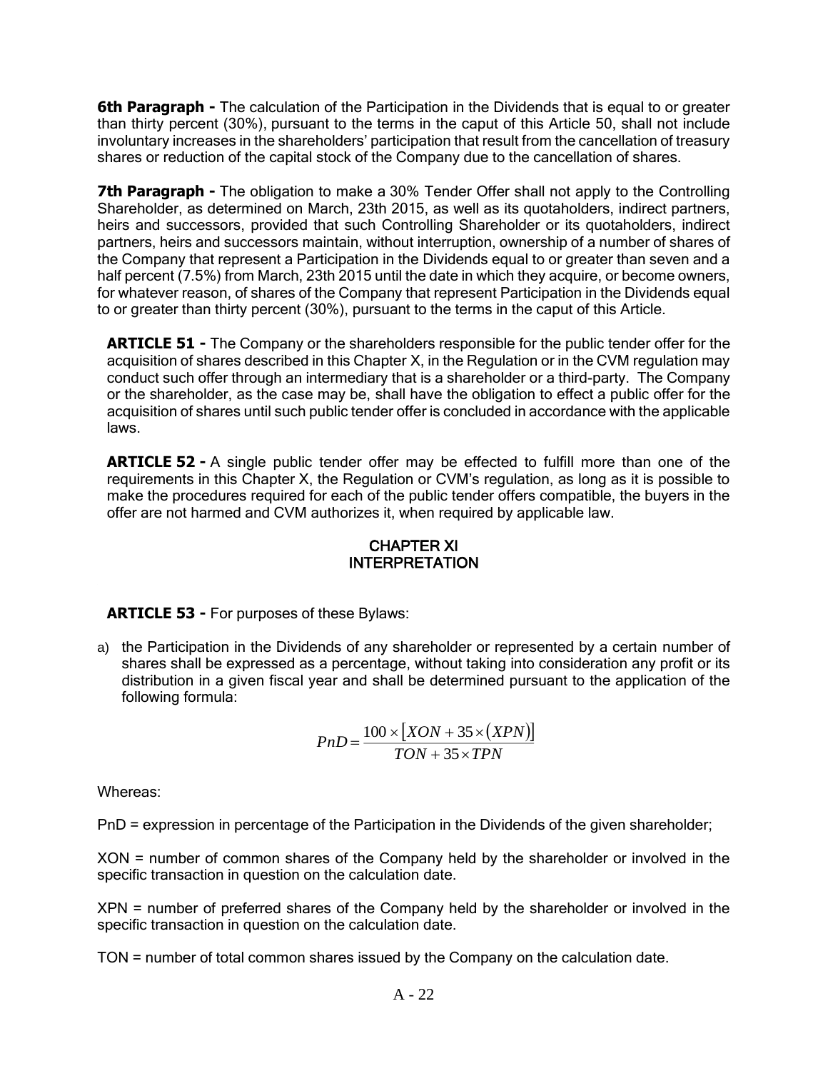**6th Paragraph -** The calculation of the Participation in the Dividends that is equal to or greater than thirty percent (30%), pursuant to the terms in the caput of this Article 50, shall not include involuntary increases in the shareholders' participation that result from the cancellation of treasury shares or reduction of the capital stock of the Company due to the cancellation of shares.

**7th Paragraph -** The obligation to make a 30% Tender Offer shall not apply to the Controlling Shareholder, as determined on March, 23th 2015, as well as its quotaholders, indirect partners, heirs and successors, provided that such Controlling Shareholder or its quotaholders, indirect partners, heirs and successors maintain, without interruption, ownership of a number of shares of the Company that represent a Participation in the Dividends equal to or greater than seven and a half percent (7.5%) from March, 23th 2015 until the date in which they acquire, or become owners, for whatever reason, of shares of the Company that represent Participation in the Dividends equal to or greater than thirty percent (30%), pursuant to the terms in the caput of this Article.

**ARTICLE 51 -** The Company or the shareholders responsible for the public tender offer for the acquisition of shares described in this Chapter X, in the Regulation or in the CVM regulation may conduct such offer through an intermediary that is a shareholder or a third-party. The Company or the shareholder, as the case may be, shall have the obligation to effect a public offer for the acquisition of shares until such public tender offer is concluded in accordance with the applicable laws.

**ARTICLE 52 -** A single public tender offer may be effected to fulfill more than one of the requirements in this Chapter X, the Regulation or CVM's regulation, as long as it is possible to make the procedures required for each of the public tender offers compatible, the buyers in the offer are not harmed and CVM authorizes it, when required by applicable law.

## CHAPTER XI
## INTERPRETATION

**ARTICLE 53 -** For purposes of these Bylaws:

a) the Participation in the Dividends of any shareholder or represented by a certain number of shares shall be expressed as a percentage, without taking into consideration any profit or its distribution in a given fiscal year and shall be determined pursuant to the application of the following formula:

$$PnD = \frac{100 \times \left[XON + 35 \times \left(XPN\right)\right]}{TON + 35 \times TPN}$$

Whereas:

PnD = expression in percentage of the Participation in the Dividends of the given shareholder;

XON = number of common shares of the Company held by the shareholder or involved in the specific transaction in question on the calculation date.

XPN = number of preferred shares of the Company held by the shareholder or involved in the specific transaction in question on the calculation date.

TON = number of total common shares issued by the Company on the calculation date.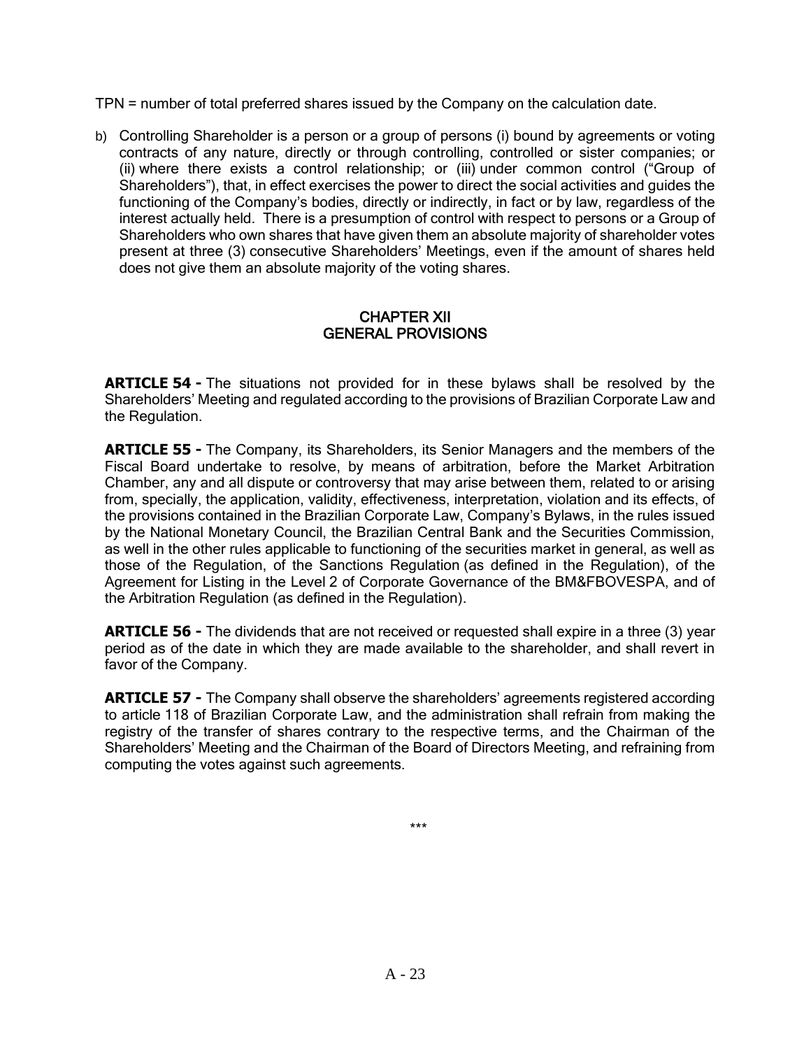TPN = number of total preferred shares issued by the Company on the calculation date.

b) Controlling Shareholder is a person or a group of persons (i) bound by agreements or voting contracts of any nature, directly or through controlling, controlled or sister companies; or (ii) where there exists a control relationship; or (iii) under common control ("Group of Shareholders"), that, in effect exercises the power to direct the social activities and guides the functioning of the Company's bodies, directly or indirectly, in fact or by law, regardless of the interest actually held. There is a presumption of control with respect to persons or a Group of Shareholders who own shares that have given them an absolute majority of shareholder votes present at three (3) consecutive Shareholders' Meetings, even if the amount of shares held does not give them an absolute majority of the voting shares.

## CHAPTER XII
## GENERAL PROVISIONS

**ARTICLE 54 -** The situations not provided for in these bylaws shall be resolved by the Shareholders' Meeting and regulated according to the provisions of Brazilian Corporate Law and the Regulation.

**ARTICLE 55 -** The Company, its Shareholders, its Senior Managers and the members of the Fiscal Board undertake to resolve, by means of arbitration, before the Market Arbitration Chamber, any and all dispute or controversy that may arise between them, related to or arising from, specially, the application, validity, effectiveness, interpretation, violation and its effects, of the provisions contained in the Brazilian Corporate Law, Company's Bylaws, in the rules issued by the National Monetary Council, the Brazilian Central Bank and the Securities Commission, as well in the other rules applicable to functioning of the securities market in general, as well as those of the Regulation, of the Sanctions Regulation (as defined in the Regulation), of the Agreement for Listing in the Level 2 of Corporate Governance of the BM&FBOVESPA, and of the Arbitration Regulation (as defined in the Regulation).

**ARTICLE 56 -** The dividends that are not received or requested shall expire in a three (3) year period as of the date in which they are made available to the shareholder, and shall revert in favor of the Company.

**ARTICLE 57 -** The Company shall observe the shareholders' agreements registered according to article 118 of Brazilian Corporate Law, and the administration shall refrain from making the registry of the transfer of shares contrary to the respective terms, and the Chairman of the Shareholders' Meeting and the Chairman of the Board of Directors Meeting, and refraining from computing the votes against such agreements.

\*\*\*